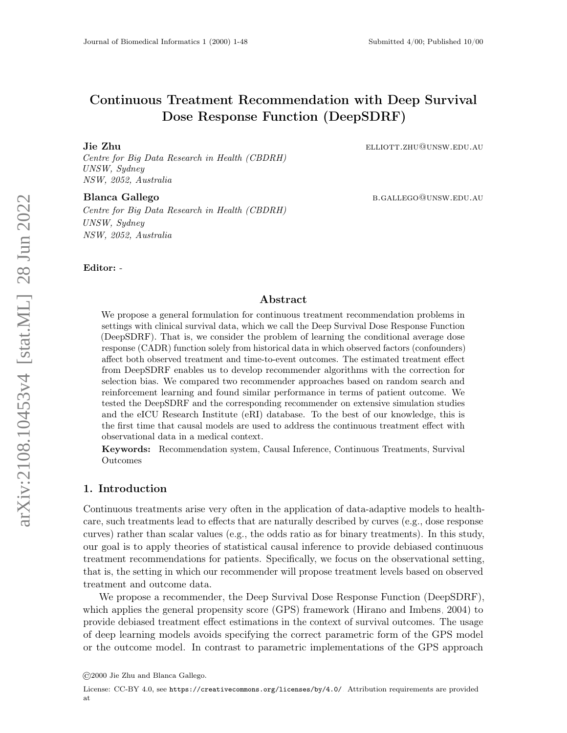# Continuous Treatment Recommendation with Deep Survival Dose Response Function (DeepSDRF)

**Jie Zhu** ELLIOTT.ZHU@UNSW.EDU.AU
*Centre for Big Data Research in Health (CBDRH)*
*UNSW, Sydney*
*NSW, 2052, Australia*

**Blanca Gallego** B.GALLEGO@UNSW.EDU.AU
*Centre for Big Data Research in Health (CBDRH)*
*UNSW, Sydney*
*NSW, 2052, Australia*

**Editor:** -

## Abstract

We propose a general formulation for continuous treatment recommendation problems in settings with clinical survival data, which we call the Deep Survival Dose Response Function (DeepSDRF). That is, we consider the problem of learning the conditional average dose response (CADR) function solely from historical data in which observed factors (confounders) affect both observed treatment and time-to-event outcomes. The estimated treatment effect from DeepSDRF enables us to develop recommender algorithms with the correction for selection bias. We compared two recommender approaches based on random search and reinforcement learning and found similar performance in terms of patient outcome. We tested the DeepSDRF and the corresponding recommender on extensive simulation studies and the eICU Research Institute (eRI) database. To the best of our knowledge, this is the first time that causal models are used to address the continuous treatment effect with observational data in a medical context.

**Keywords:** Recommendation system, Causal Inference, Continuous Treatments, Survival Outcomes

## 1. Introduction

Continuous treatments arise very often in the application of data-adaptive models to healthcare, such treatments lead to effects that are naturally described by curves (e.g., dose response curves) rather than scalar values (e.g., the odds ratio as for binary treatments). In this study, our goal is to apply theories of statistical causal inference to provide debiased continuous treatment recommendations for patients. Specifically, we focus on the observational setting, that is, the setting in which our recommender will propose treatment levels based on observed treatment and outcome data.

We propose a recommender, the Deep Survival Dose Response Function (DeepSDRF), which applies the general propensity score (GPS) framework (Hirano and Imbens, 2004) to provide debiased treatment effect estimations in the context of survival outcomes. The usage of deep learning models avoids specifying the correct parametric form of the GPS model or the outcome model. In contrast to parametric implementations of the GPS approach

©2000 Jie Zhu and Blanca Gallego.

License: CC-BY 4.0, see https://creativecommons.org/licenses/by/4.0/ Attribution requirements are provided at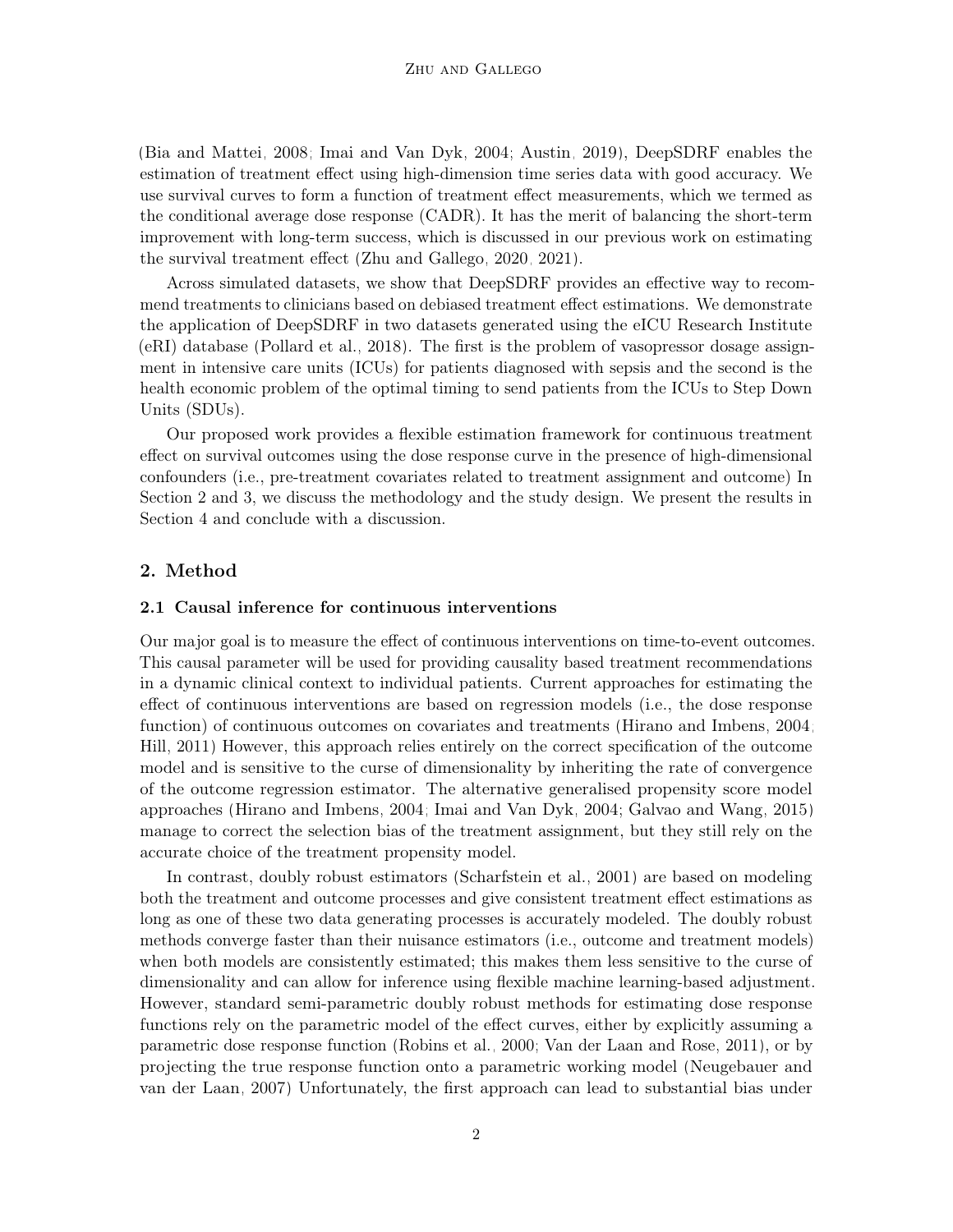(Bia and Mattei, 2008; Imai and Van Dyk, 2004; Austin, 2019), DeepSDRF enables the estimation of treatment effect using high-dimension time series data with good accuracy. We use survival curves to form a function of treatment effect measurements, which we termed as the conditional average dose response (CADR). It has the merit of balancing the short-term improvement with long-term success, which is discussed in our previous work on estimating the survival treatment effect (Zhu and Gallego, 2020, 2021).

Across simulated datasets, we show that DeepSDRF provides an effective way to recommend treatments to clinicians based on debiased treatment effect estimations. We demonstrate the application of DeepSDRF in two datasets generated using the eICU Research Institute (eRI) database (Pollard et al., 2018). The first is the problem of vasopressor dosage assignment in intensive care units (ICUs) for patients diagnosed with sepsis and the second is the health economic problem of the optimal timing to send patients from the ICUs to Step Down Units (SDUs).

Our proposed work provides a flexible estimation framework for continuous treatment effect on survival outcomes using the dose response curve in the presence of high-dimensional confounders (i.e., pre-treatment covariates related to treatment assignment and outcome) In Section 2 and 3, we discuss the methodology and the study design. We present the results in Section 4 and conclude with a discussion.

## 2. Method

### 2.1 Causal inference for continuous interventions

Our major goal is to measure the effect of continuous interventions on time-to-event outcomes. This causal parameter will be used for providing causality based treatment recommendations in a dynamic clinical context to individual patients. Current approaches for estimating the effect of continuous interventions are based on regression models (i.e., the dose response function) of continuous outcomes on covariates and treatments (Hirano and Imbens, 2004; Hill, 2011) However, this approach relies entirely on the correct specification of the outcome model and is sensitive to the curse of dimensionality by inheriting the rate of convergence of the outcome regression estimator. The alternative generalised propensity score model approaches (Hirano and Imbens, 2004; Imai and Van Dyk, 2004; Galvao and Wang, 2015) manage to correct the selection bias of the treatment assignment, but they still rely on the accurate choice of the treatment propensity model.

In contrast, doubly robust estimators (Scharfstein et al., 2001) are based on modeling both the treatment and outcome processes and give consistent treatment effect estimations as long as one of these two data generating processes is accurately modeled. The doubly robust methods converge faster than their nuisance estimators (i.e., outcome and treatment models) when both models are consistently estimated; this makes them less sensitive to the curse of dimensionality and can allow for inference using flexible machine learning-based adjustment. However, standard semi-parametric doubly robust methods for estimating dose response functions rely on the parametric model of the effect curves, either by explicitly assuming a parametric dose response function (Robins et al., 2000; Van der Laan and Rose, 2011), or by projecting the true response function onto a parametric working model (Neugebauer and van der Laan, 2007) Unfortunately, the first approach can lead to substantial bias under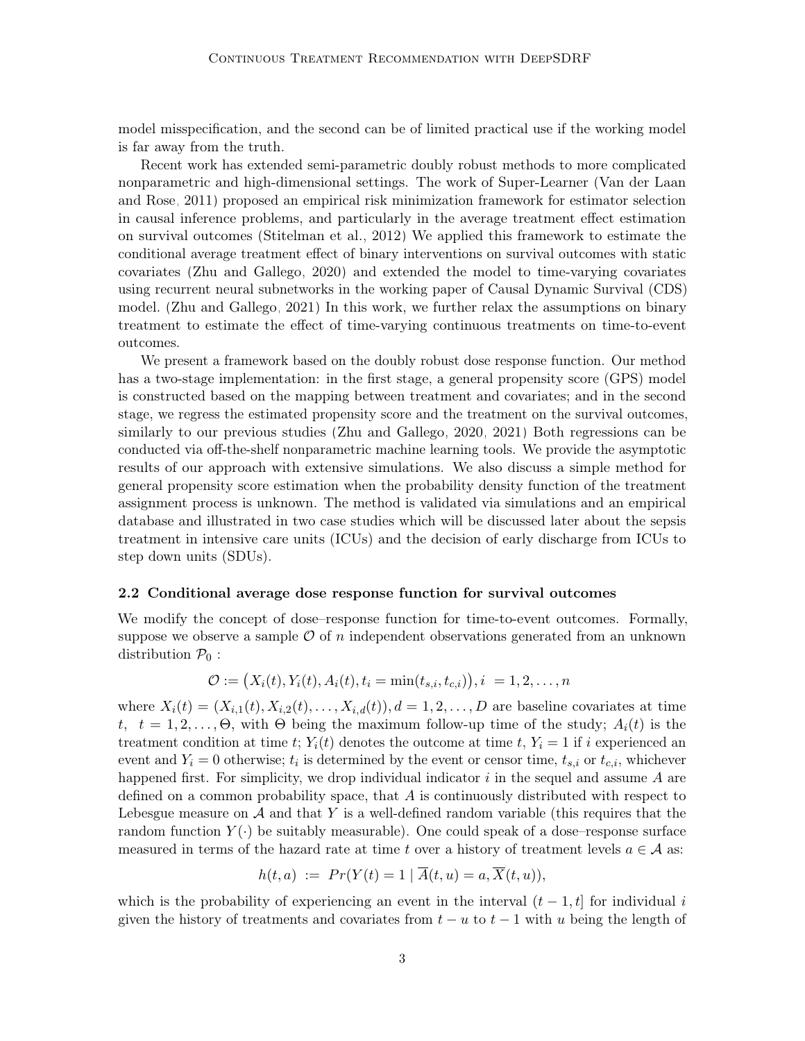model misspecification, and the second can be of limited practical use if the working model is far away from the truth.

Recent work has extended semi-parametric doubly robust methods to more complicated nonparametric and high-dimensional settings. The work of Super-Learner (Van der Laan and Rose, 2011) proposed an empirical risk minimization framework for estimator selection in causal inference problems, and particularly in the average treatment effect estimation on survival outcomes (Stitelman et al., 2012) We applied this framework to estimate the conditional average treatment effect of binary interventions on survival outcomes with static covariates (Zhu and Gallego, 2020) and extended the model to time-varying covariates using recurrent neural subnetworks in the working paper of Causal Dynamic Survival (CDS) model. (Zhu and Gallego, 2021) In this work, we further relax the assumptions on binary treatment to estimate the effect of time-varying continuous treatments on time-to-event outcomes.

We present a framework based on the doubly robust dose response function. Our method has a two-stage implementation: in the first stage, a general propensity score (GPS) model is constructed based on the mapping between treatment and covariates; and in the second stage, we regress the estimated propensity score and the treatment on the survival outcomes, similarly to our previous studies (Zhu and Gallego, 2020, 2021) Both regressions can be conducted via off-the-shelf nonparametric machine learning tools. We provide the asymptotic results of our approach with extensive simulations. We also discuss a simple method for general propensity score estimation when the probability density function of the treatment assignment process is unknown. The method is validated via simulations and an empirical database and illustrated in two case studies which will be discussed later about the sepsis treatment in intensive care units (ICUs) and the decision of early discharge from ICUs to step down units (SDUs).

### 2.2 Conditional average dose response function for survival outcomes

We modify the concept of dose–response function for time-to-event outcomes. Formally, suppose we observe a sample $\mathcal{O}$ of $n$ independent observations generated from an unknown distribution $\mathcal{P}_0$ :

$$\mathcal{O} := \big(X_i(t), Y_i(t), A_i(t), t_i = \min(t_{s,i}, t_{c,i})\big), i \ = 1, 2, \ldots, n$$

where $X_i(t) = (X_{i,1}(t), X_{i,2}(t), \ldots, X_{i,d}(t)), d = 1, 2, \ldots, D$ are baseline covariates at time $t$, $t = 1, 2, \ldots, \Theta$, with $\Theta$ being the maximum follow-up time of the study; $A_i(t)$ is the treatment condition at time $t$; $Y_i(t)$ denotes the outcome at time $t$, $Y_i = 1$ if $i$ experienced an event and $Y_i = 0$ otherwise; $t_i$ is determined by the event or censor time, $t_{s,i}$ or $t_{c,i}$, whichever happened first. For simplicity, we drop individual indicator $i$ in the sequel and assume $A$ are defined on a common probability space, that $A$ is continuously distributed with respect to Lebesgue measure on $\mathcal{A}$ and that $Y$ is a well-defined random variable (this requires that the random function $Y(\cdot)$ be suitably measurable). One could speak of a dose–response surface measured in terms of the hazard rate at time $t$ over a history of treatment levels $a \in \mathcal{A}$ as:

$$h(t, a) \ := \ Pr(Y(t) = 1 \mid \overline{A}(t, u) = a, \overline{X}(t, u)),$$

which is the probability of experiencing an event in the interval $(t-1, t]$ for individual $i$ given the history of treatments and covariates from $t-u$ to $t-1$ with $u$ being the length of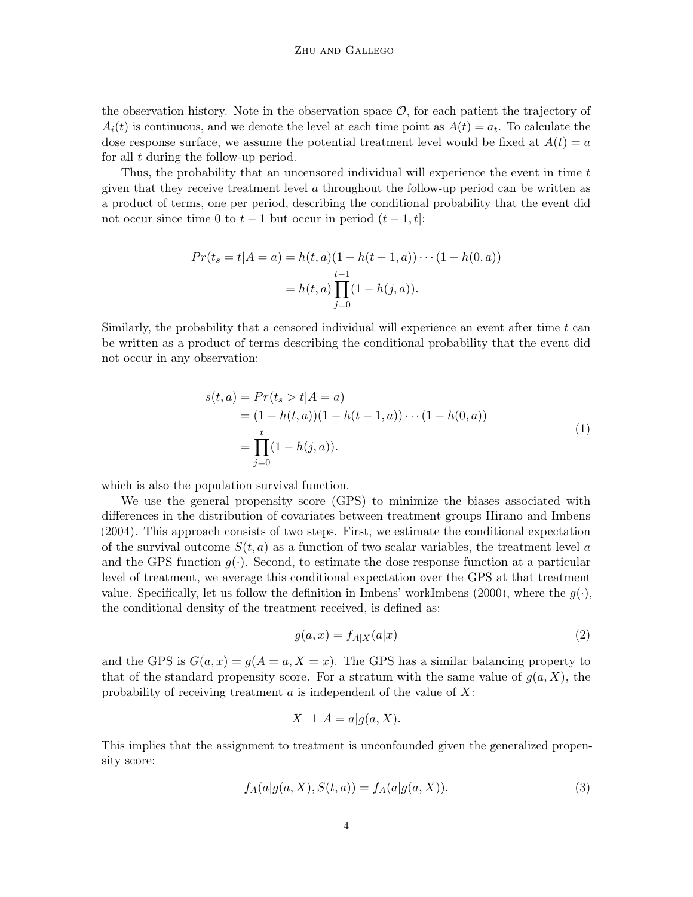the observation history. Note in the observation space $\mathcal{O}$, for each patient the trajectory of $A_i(t)$ is continuous, and we denote the level at each time point as $A(t) = a_t$. To calculate the dose response surface, we assume the potential treatment level would be fixed at $A(t) = a$ for all $t$ during the follow-up period.

Thus, the probability that an uncensored individual will experience the event in time $t$ given that they receive treatment level $a$ throughout the follow-up period can be written as a product of terms, one per period, describing the conditional probability that the event did not occur since time 0 to $t-1$ but occur in period $(t-1, t]$:

$$
\begin{aligned}
Pr(t_s = t|A = a) &= h(t, a)(1 - h(t-1, a)) \cdots (1 - h(0, a)) \\
&= h(t, a) \prod_{j=0}^{t-1} (1 - h(j, a)).
\end{aligned}
$$

Similarly, the probability that a censored individual will experience an event after time $t$ can be written as a product of terms describing the conditional probability that the event did not occur in any observation:

$$
\begin{aligned}
s(t, a) &= Pr(t_s > t|A = a) \\
&= (1 - h(t, a))(1 - h(t-1, a)) \cdots (1 - h(0, a)) \\
&= \prod_{j=0}^{t} (1 - h(j, a)).
\end{aligned}
\tag{1}
$$

which is also the population survival function.

We use the general propensity score (GPS) to minimize the biases associated with differences in the distribution of covariates between treatment groups Hirano and Imbens (2004). This approach consists of two steps. First, we estimate the conditional expectation of the survival outcome $S(t, a)$ as a function of two scalar variables, the treatment level $a$ and the GPS function $g(\cdot)$. Second, to estimate the dose response function at a particular level of treatment, we average this conditional expectation over the GPS at that treatment value. Specifically, let us follow the definition in Imbens' workImbens (2000), where the $g(\cdot)$, the conditional density of the treatment received, is defined as:

$$
g(a, x) = f_{A|X}(a|x) \tag{2}
$$

and the GPS is $G(a, x) = g(A = a, X = x)$. The GPS has a similar balancing property to that of the standard propensity score. For a stratum with the same value of $g(a, X)$, the probability of receiving treatment $a$ is independent of the value of $X$:

$$
X \perp\!\!\!\perp A = a|g(a, X).
$$

This implies that the assignment to treatment is unconfounded given the generalized propensity score:

$$
f_A(a|g(a, X), S(t, a)) = f_A(a|g(a, X)). \tag{3}
$$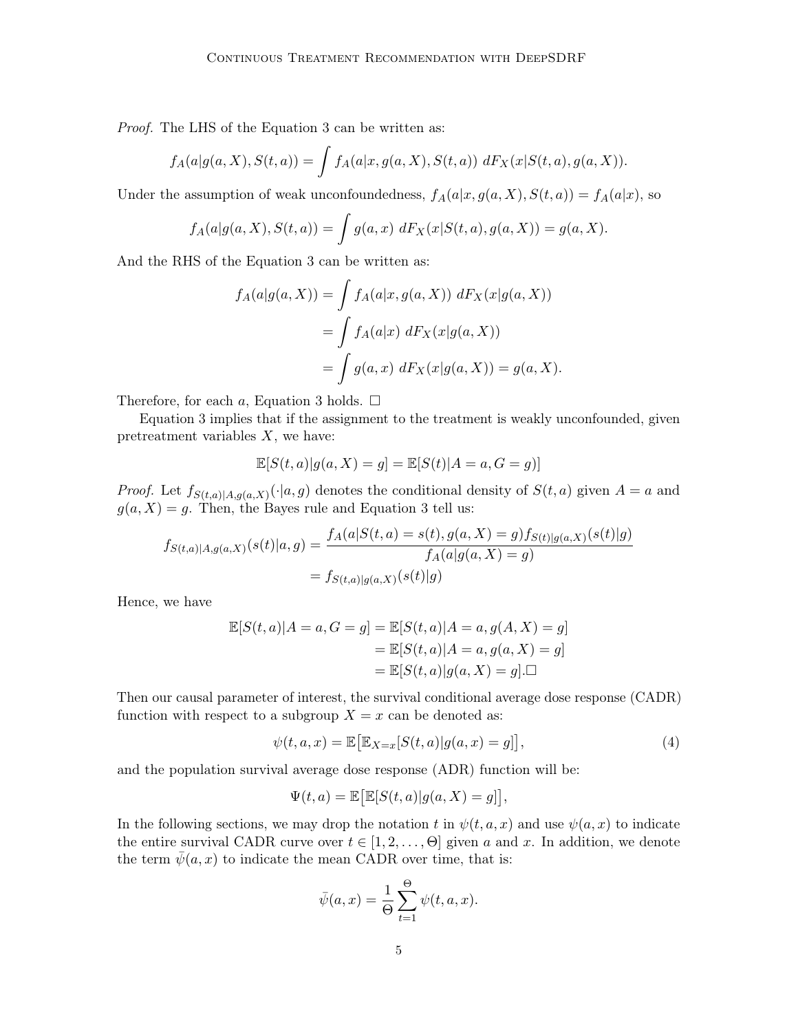*Proof.* The LHS of the Equation 3 can be written as:

$$f_A(a|g(a, X), S(t, a)) = \int f_A(a|x, g(a, X), S(t, a))\ dF_X(x|S(t, a), g(a, X)).$$

Under the assumption of weak unconfoundedness, $f_A(a|x, g(a, X), S(t, a)) = f_A(a|x)$, so

$$f_A(a|g(a, X), S(t, a)) = \int g(a, x)\ dF_X(x|S(t, a), g(a, X)) = g(a, X).$$

And the RHS of the Equation 3 can be written as:

$$\begin{aligned}
f_A(a|g(a, X)) &= \int f_A(a|x, g(a, X))\ dF_X(x|g(a, X)) \\
&= \int f_A(a|x)\ dF_X(x|g(a, X)) \\
&= \int g(a, x)\ dF_X(x|g(a, X)) = g(a, X).
\end{aligned}$$

Therefore, for each $a$, Equation 3 holds. □

Equation 3 implies that if the assignment to the treatment is weakly unconfounded, given pretreatment variables $X$, we have:

$$\mathbb{E}[S(t, a)|g(a, X) = g] = \mathbb{E}[S(t)|A = a, G = g)]$$

*Proof.* Let $f_{S(t,a)|A,g(a,X)}(\cdot|a, g)$ denotes the conditional density of $S(t, a)$ given $A = a$ and $g(a, X) = g$. Then, the Bayes rule and Equation 3 tell us:

$$\begin{aligned}
f_{S(t,a)|A,g(a,X)}(s(t)|a, g) &= \frac{f_A(a|S(t, a) = s(t), g(a, X) = g) f_{S(t)|g(a,X)}(s(t)|g)}{f_A(a|g(a, X) = g)} \\
&= f_{S(t,a)|g(a,X)}(s(t)|g)
\end{aligned}$$

Hence, we have

$$\begin{aligned}
\mathbb{E}[S(t, a)|A = a, G = g] &= \mathbb{E}[S(t, a)|A = a, g(A, X) = g] \\
&= \mathbb{E}[S(t, a)|A = a, g(a, X) = g] \\
&= \mathbb{E}[S(t, a)|g(a, X) = g]. \square
\end{aligned}$$

Then our causal parameter of interest, the survival conditional average dose response (CADR) function with respect to a subgroup $X = x$ can be denoted as:

$$\psi(t, a, x) = \mathbb{E}\big[\mathbb{E}_{X=x}[S(t, a)|g(a, x) = g]\big], \tag{4}$$

and the population survival average dose response (ADR) function will be:

$$\Psi(t, a) = \mathbb{E}\big[\mathbb{E}[S(t, a)|g(a, X) = g]\big],$$

In the following sections, we may drop the notation $t$ in $\psi(t, a, x)$ and use $\psi(a, x)$ to indicate the entire survival CADR curve over $t \in [1, 2, \ldots, \Theta]$ given $a$ and $x$. In addition, we denote the term $\bar{\psi}(a, x)$ to indicate the mean CADR over time, that is:

$$\bar{\psi}(a, x) = \frac{1}{\Theta} \sum_{t=1}^{\Theta} \psi(t, a, x).$$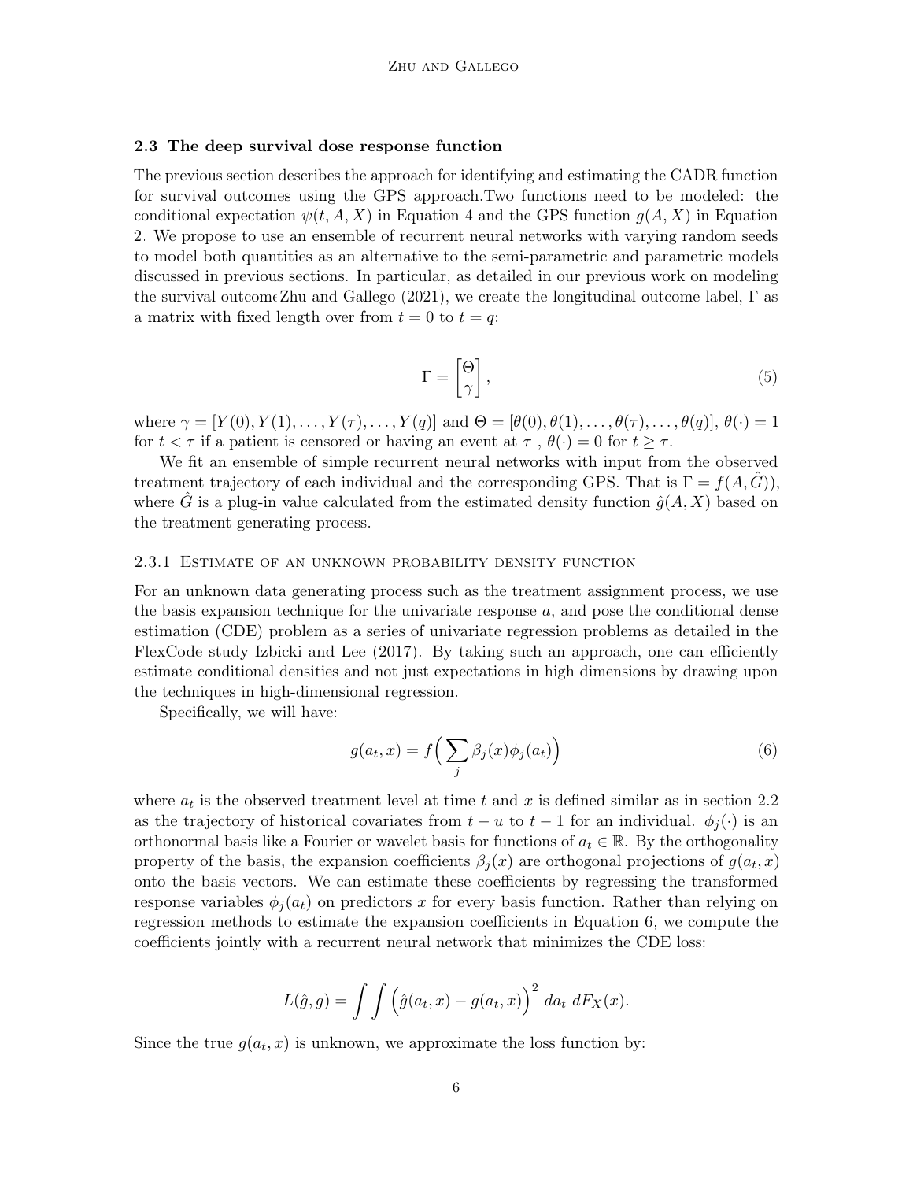### 2.3 The deep survival dose response function

The previous section describes the approach for identifying and estimating the CADR function for survival outcomes using the GPS approach.Two functions need to be modeled: the conditional expectation $\psi(t, A, X)$ in Equation 4 and the GPS function $g(A, X)$ in Equation 2. We propose to use an ensemble of recurrent neural networks with varying random seeds to model both quantities as an alternative to the semi-parametric and parametric models discussed in previous sections. In particular, as detailed in our previous work on modeling the survival outcomeZhu and Gallego (2021), we create the longitudinal outcome label, $\Gamma$ as a matrix with fixed length over from $t = 0$ to $t = q$:

$$\Gamma = \begin{bmatrix} \Theta \\ \gamma \end{bmatrix}, \tag{5}$$

where $\gamma = [Y(0), Y(1), \ldots, Y(\tau), \ldots, Y(q)]$ and $\Theta = [\theta(0), \theta(1), \ldots, \theta(\tau), \ldots, \theta(q)]$, $\theta(\cdot) = 1$ for $t < \tau$ if a patient is censored or having an event at $\tau$ , $\theta(\cdot) = 0$ for $t \geq \tau$.

We fit an ensemble of simple recurrent neural networks with input from the observed treatment trajectory of each individual and the corresponding GPS. That is $\Gamma = f(A, \hat{G}))$, where $\hat{G}$ is a plug-in value calculated from the estimated density function $\hat{g}(A, X)$ based on the treatment generating process.

#### 2.3.1 Estimate of an unknown probability density function

For an unknown data generating process such as the treatment assignment process, we use the basis expansion technique for the univariate response $a$, and pose the conditional dense estimation (CDE) problem as a series of univariate regression problems as detailed in the FlexCode study Izbicki and Lee (2017). By taking such an approach, one can efficiently estimate conditional densities and not just expectations in high dimensions by drawing upon the techniques in high-dimensional regression.

Specifically, we will have:

$$g(a_t, x) = f\Big( \sum_j \beta_j(x)\phi_j(a_t) \Big) \tag{6}$$

where $a_t$ is the observed treatment level at time $t$ and $x$ is defined similar as in section 2.2 as the trajectory of historical covariates from $t - u$ to $t - 1$ for an individual. $\phi_j(\cdot)$ is an orthonormal basis like a Fourier or wavelet basis for functions of $a_t \in \mathbb{R}$. By the orthogonality property of the basis, the expansion coefficients $\beta_j(x)$ are orthogonal projections of $g(a_t, x)$ onto the basis vectors. We can estimate these coefficients by regressing the transformed response variables $\phi_j(a_t)$ on predictors $x$ for every basis function. Rather than relying on regression methods to estimate the expansion coefficients in Equation 6, we compute the coefficients jointly with a recurrent neural network that minimizes the CDE loss:

$$L(\hat{g}, g) = \int \int \Big( \hat{g}(a_t, x) - g(a_t, x) \Big)^2 \, da_t \, dF_X(x).$$

Since the true $g(a_t, x)$ is unknown, we approximate the loss function by: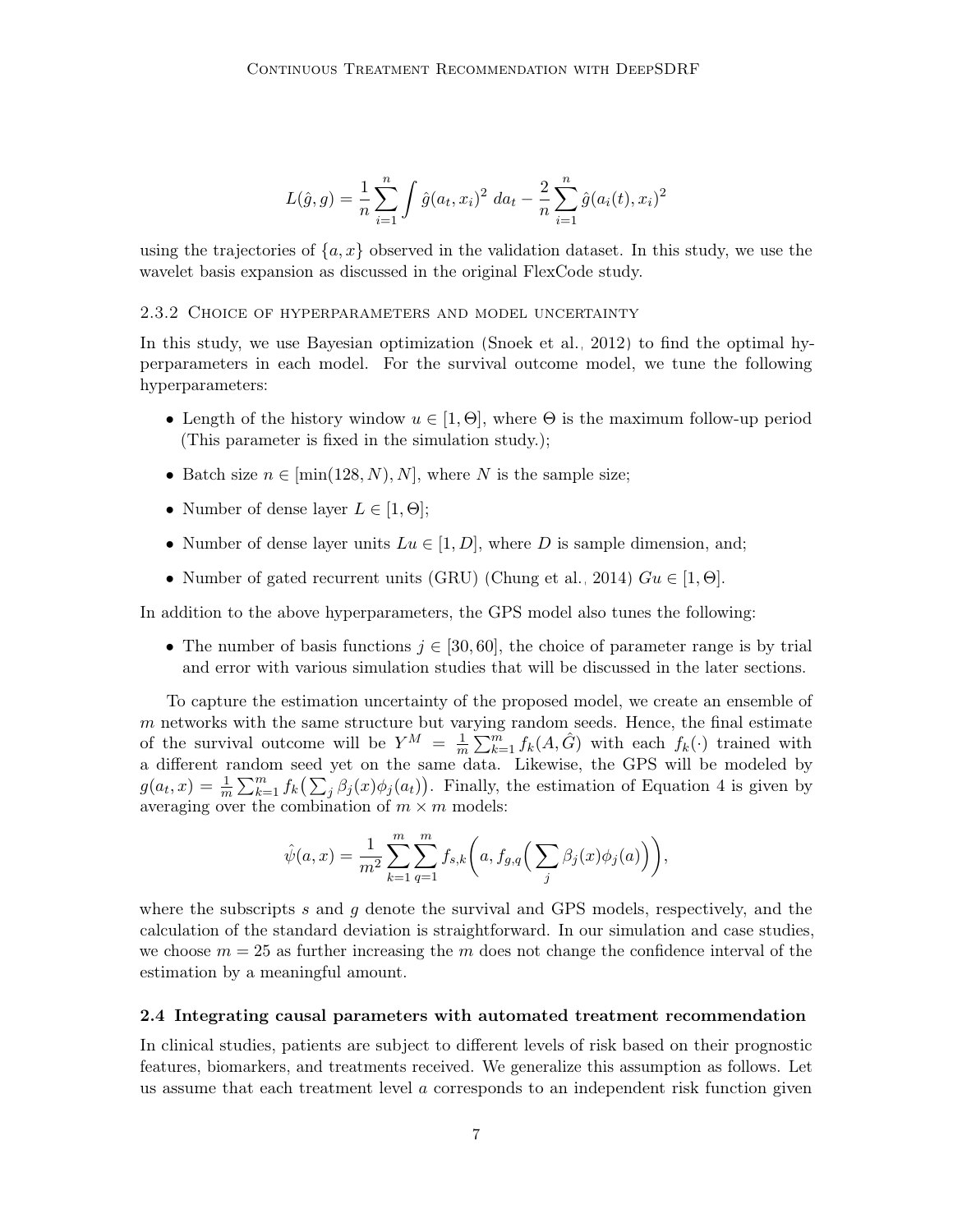$$L(\hat{g}, g) = \frac{1}{n}\sum_{i=1}^{n}\int \hat{g}(a_t, x_i)^2 \; da_t - \frac{2}{n}\sum_{i=1}^{n}\hat{g}(a_i(t), x_i)^2$$

using the trajectories of $\{a, x\}$ observed in the validation dataset. In this study, we use the wavelet basis expansion as discussed in the original FlexCode study.

#### 2.3.2 Choice of hyperparameters and model uncertainty

In this study, we use Bayesian optimization (Snoek et al., 2012) to find the optimal hyperparameters in each model. For the survival outcome model, we tune the following hyperparameters:

- Length of the history window $u \in [1, \Theta]$, where $\Theta$ is the maximum follow-up period (This parameter is fixed in the simulation study.);
- Batch size $n \in [\min(128, N), N]$, where $N$ is the sample size;
- Number of dense layer $L \in [1, \Theta]$;
- Number of dense layer units $Lu \in [1, D]$, where $D$ is sample dimension, and;
- Number of gated recurrent units (GRU) (Chung et al., 2014) $Gu \in [1, \Theta]$.

In addition to the above hyperparameters, the GPS model also tunes the following:

- The number of basis functions $j \in [30, 60]$, the choice of parameter range is by trial and error with various simulation studies that will be discussed in the later sections.

To capture the estimation uncertainty of the proposed model, we create an ensemble of $m$ networks with the same structure but varying random seeds. Hence, the final estimate of the survival outcome will be $Y^M = \frac{1}{m}\sum_{k=1}^{m} f_k(A, \hat{G})$ with each $f_k(\cdot)$ trained with a different random seed yet on the same data. Likewise, the GPS will be modeled by $g(a_t, x) = \frac{1}{m}\sum_{k=1}^{m} f_k\big(\sum_j \beta_j(x)\phi_j(a_t)\big)$. Finally, the estimation of Equation 4 is given by averaging over the combination of $m \times m$ models:

$$\hat{\psi}(a, x) = \frac{1}{m^2}\sum_{k=1}^{m}\sum_{q=1}^{m} f_{s,k}\bigg(a, f_{g,q}\Big(\sum_j \beta_j(x)\phi_j(a)\Big)\bigg),$$

where the subscripts $s$ and $g$ denote the survival and GPS models, respectively, and the calculation of the standard deviation is straightforward. In our simulation and case studies, we choose $m = 25$ as further increasing the $m$ does not change the confidence interval of the estimation by a meaningful amount.

### 2.4 Integrating causal parameters with automated treatment recommendation

In clinical studies, patients are subject to different levels of risk based on their prognostic features, biomarkers, and treatments received. We generalize this assumption as follows. Let us assume that each treatment level $a$ corresponds to an independent risk function given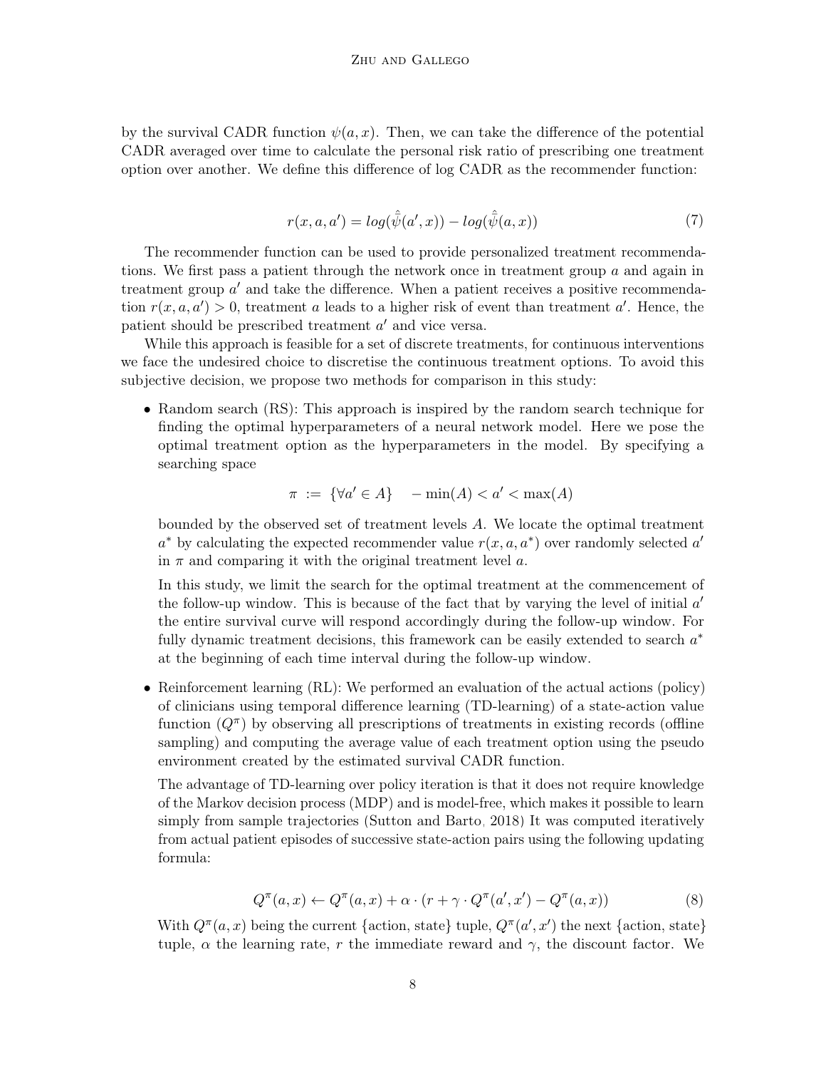by the survival CADR function $\psi(a, x)$. Then, we can take the difference of the potential CADR averaged over time to calculate the personal risk ratio of prescribing one treatment option over another. We define this difference of log CADR as the recommender function:

$$r(x, a, a') = log(\hat{\bar{\psi}}(a', x)) - log(\hat{\bar{\psi}}(a, x)) \tag{7}$$

The recommender function can be used to provide personalized treatment recommendations. We first pass a patient through the network once in treatment group $a$ and again in treatment group $a'$ and take the difference. When a patient receives a positive recommendation $r(x, a, a') > 0$, treatment $a$ leads to a higher risk of event than treatment $a'$. Hence, the patient should be prescribed treatment $a'$ and vice versa.

While this approach is feasible for a set of discrete treatments, for continuous interventions we face the undesired choice to discretise the continuous treatment options. To avoid this subjective decision, we propose two methods for comparison in this study:

- Random search (RS): This approach is inspired by the random search technique for finding the optimal hyperparameters of a neural network model. Here we pose the optimal treatment option as the hyperparameters in the model. By specifying a searching space

  $$\pi \ := \ \{\forall a' \in A\} \quad - \min(A) < a' < \max(A)$$

  bounded by the observed set of treatment levels $A$. We locate the optimal treatment $a^*$ by calculating the expected recommender value $r(x, a, a^*)$ over randomly selected $a'$ in $\pi$ and comparing it with the original treatment level $a$.

  In this study, we limit the search for the optimal treatment at the commencement of the follow-up window. This is because of the fact that by varying the level of initial $a'$ the entire survival curve will respond accordingly during the follow-up window. For fully dynamic treatment decisions, this framework can be easily extended to search $a^*$ at the beginning of each time interval during the follow-up window.

- Reinforcement learning (RL): We performed an evaluation of the actual actions (policy) of clinicians using temporal difference learning (TD-learning) of a state-action value function ($Q^\pi$) by observing all prescriptions of treatments in existing records (offline sampling) and computing the average value of each treatment option using the pseudo environment created by the estimated survival CADR function.

  The advantage of TD-learning over policy iteration is that it does not require knowledge of the Markov decision process (MDP) and is model-free, which makes it possible to learn simply from sample trajectories (Sutton and Barto, 2018) It was computed iteratively from actual patient episodes of successive state-action pairs using the following updating formula:

  $$Q^\pi(a, x) \leftarrow Q^\pi(a, x) + \alpha \cdot (r + \gamma \cdot Q^\pi(a', x') - Q^\pi(a, x)) \tag{8}$$

  With $Q^\pi(a, x)$ being the current {action, state} tuple, $Q^\pi(a', x')$ the next {action, state} tuple, $\alpha$ the learning rate, $r$ the immediate reward and $\gamma$, the discount factor. We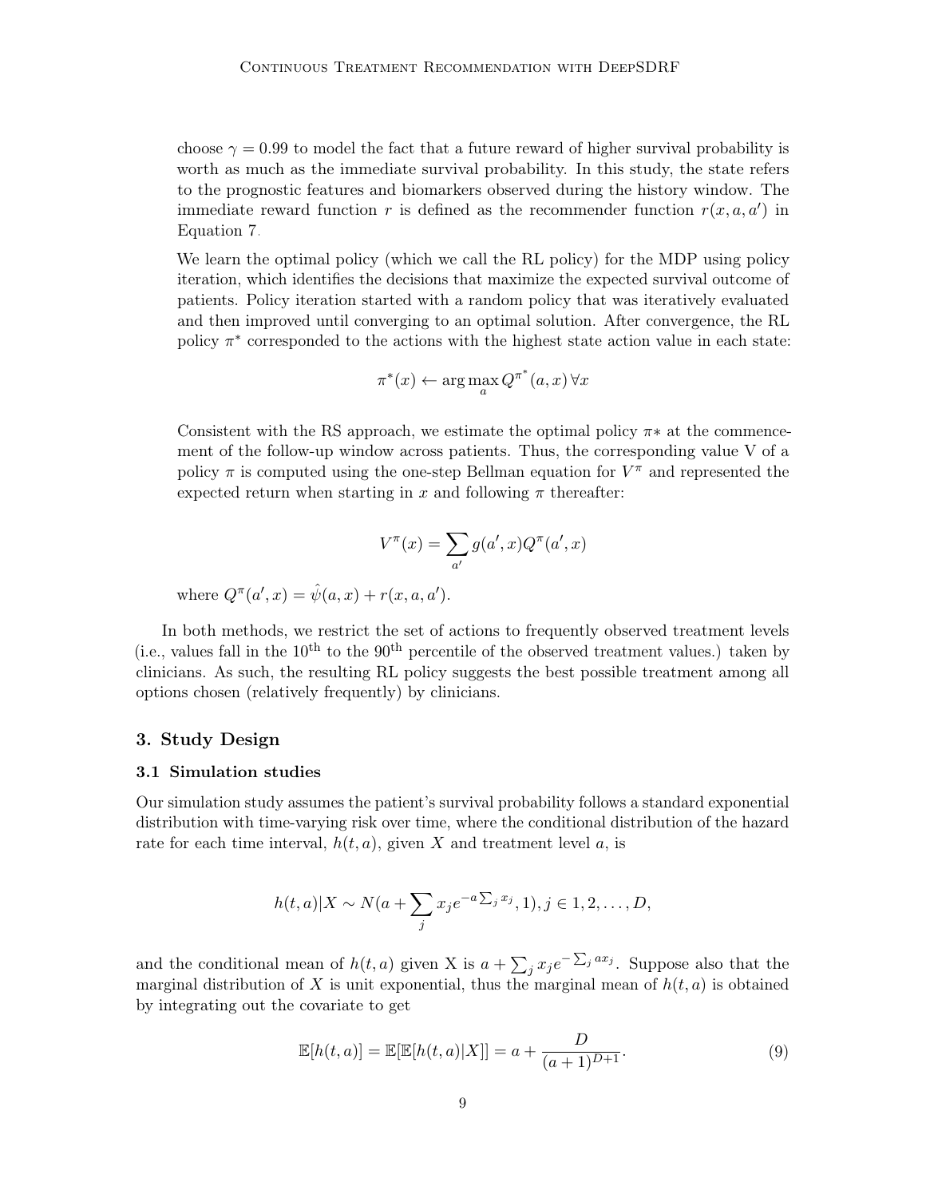choose $\gamma = 0.99$ to model the fact that a future reward of higher survival probability is worth as much as the immediate survival probability. In this study, the state refers to the prognostic features and biomarkers observed during the history window. The immediate reward function $r$ is defined as the recommender function $r(x, a, a')$ in Equation 7.

We learn the optimal policy (which we call the RL policy) for the MDP using policy iteration, which identifies the decisions that maximize the expected survival outcome of patients. Policy iteration started with a random policy that was iteratively evaluated and then improved until converging to an optimal solution. After convergence, the RL policy $\pi^*$ corresponded to the actions with the highest state action value in each state:

$$\pi^*(x) \leftarrow \arg\max_a Q^{\pi^*}(a, x) \, \forall x$$

Consistent with the RS approach, we estimate the optimal policy $\pi*$ at the commencement of the follow-up window across patients. Thus, the corresponding value V of a policy $\pi$ is computed using the one-step Bellman equation for $V^\pi$ and represented the expected return when starting in $x$ and following $\pi$ thereafter:

$$V^\pi(x) = \sum_{a'} g(a', x) Q^\pi(a', x)$$

where $Q^\pi(a', x) = \hat{\psi}(a, x) + r(x, a, a')$.

In both methods, we restrict the set of actions to frequently observed treatment levels (i.e., values fall in the 10$^{\text{th}}$ to the 90$^{\text{th}}$ percentile of the observed treatment values.) taken by clinicians. As such, the resulting RL policy suggests the best possible treatment among all options chosen (relatively frequently) by clinicians.

## 3. Study Design

### 3.1 Simulation studies

Our simulation study assumes the patient's survival probability follows a standard exponential distribution with time-varying risk over time, where the conditional distribution of the hazard rate for each time interval, $h(t, a)$, given $X$ and treatment level $a$, is

$$h(t, a)|X \sim N(a + \sum_j x_j e^{-a \sum_j x_j}, 1), j \in 1, 2, \ldots, D,$$

and the conditional mean of $h(t, a)$ given X is $a + \sum_j x_j e^{-\sum_j a x_j}$. Suppose also that the marginal distribution of $X$ is unit exponential, thus the marginal mean of $h(t, a)$ is obtained by integrating out the covariate to get

$$\mathbb{E}[h(t, a)] = \mathbb{E}[\mathbb{E}[h(t, a)|X]] = a + \frac{D}{(a + 1)^{D+1}}. \tag{9}$$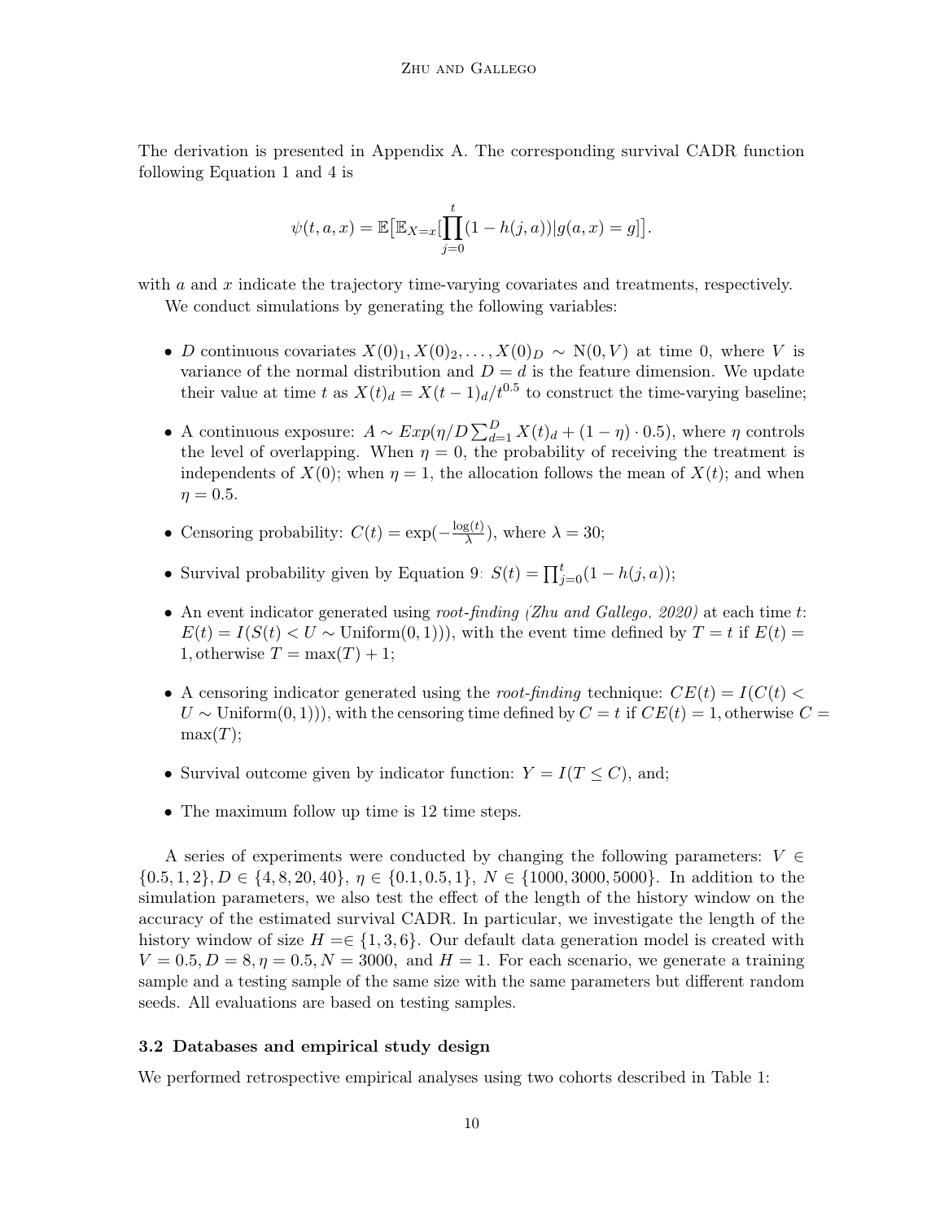The derivation is presented in Appendix A. The corresponding survival CADR function following Equation 1 and 4 is

$$\psi(t, a, x) = \mathbb{E}\big[\mathbb{E}_{X=x}[\prod_{j=0}^{t}(1 - h(j, a))|g(a, x) = g]\big].$$

with $a$ and $x$ indicate the trajectory time-varying covariates and treatments, respectively.

We conduct simulations by generating the following variables:

- $D$ continuous covariates $X(0)_1, X(0)_2, \ldots, X(0)_D \sim \mathrm{N}(0, V)$ at time 0, where $V$ is variance of the normal distribution and $D = d$ is the feature dimension. We update their value at time $t$ as $X(t)_d = X(t-1)_d / t^{0.5}$ to construct the time-varying baseline;
- A continuous exposure: $A \sim Exp(\eta/D \sum_{d=1}^{D} X(t)_d + (1 - \eta) \cdot 0.5)$, where $\eta$ controls the level of overlapping. When $\eta = 0$, the probability of receiving the treatment is independents of $X(0)$; when $\eta = 1$, the allocation follows the mean of $X(t)$; and when $\eta = 0.5$.
- Censoring probability: $C(t) = \exp(-\frac{\log(t)}{\lambda})$, where $\lambda = 30$;
- Survival probability given by Equation 9: $S(t) = \prod_{j=0}^{t}(1 - h(j, a))$;
- An event indicator generated using *root-finding (Zhu and Gallego, 2020)* at each time $t$: $E(t) = I(S(t) < U \sim \mathrm{Uniform}(0, 1)))$, with the event time defined by $T = t$ if $E(t) = 1$, otherwise $T = \max(T) + 1$;
- A censoring indicator generated using the *root-finding* technique: $CE(t) = I(C(t) < U \sim \mathrm{Uniform}(0, 1)))$, with the censoring time defined by $C = t$ if $CE(t) = 1$, otherwise $C = \max(T)$;
- Survival outcome given by indicator function: $Y = I(T \leq C)$, and;
- The maximum follow up time is 12 time steps.

A series of experiments were conducted by changing the following parameters: $V \in \{0.5, 1, 2\}$, $D \in \{4, 8, 20, 40\}$, $\eta \in \{0.1, 0.5, 1\}$, $N \in \{1000, 3000, 5000\}$. In addition to the simulation parameters, we also test the effect of the length of the history window on the accuracy of the estimated survival CADR. In particular, we investigate the length of the history window of size $H =\in \{1, 3, 6\}$. Our default data generation model is created with $V = 0.5, D = 8, \eta = 0.5, N = 3000,$ and $H = 1$. For each scenario, we generate a training sample and a testing sample of the same size with the same parameters but different random seeds. All evaluations are based on testing samples.

### 3.2 Databases and empirical study design

We performed retrospective empirical analyses using two cohorts described in Table 1: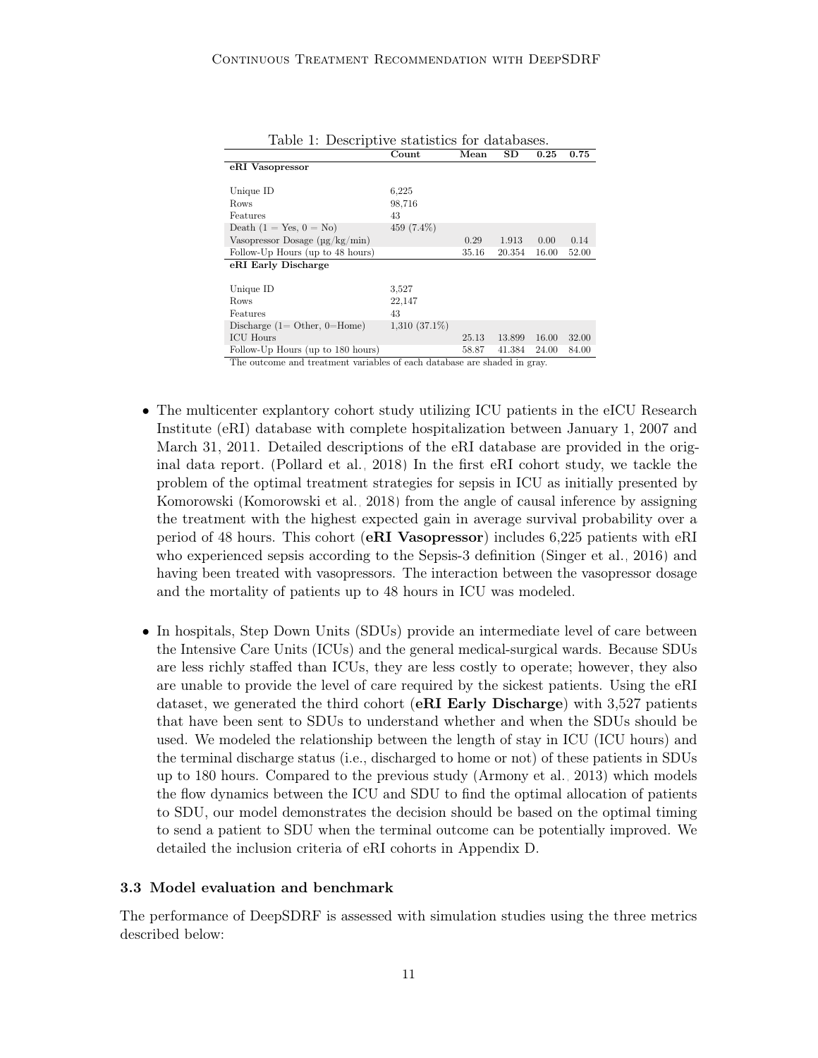Table 1: Descriptive statistics for databases.

| | Count | Mean | SD | 0.25 | 0.75 |
|---|---|---|---|---|---|
| **eRI Vasopressor** | | | | | |
| Unique ID | 6,225 | | | | |
| Rows | 98,716 | | | | |
| Features | 43 | | | | |
| Death (1 = Yes, 0 = No) | 459 (7.4%) | | | | |
| Vasopressor Dosage (µg/kg/min) | | 0.29 | 1.913 | 0.00 | 0.14 |
| Follow-Up Hours (up to 48 hours) | | 35.16 | 20.354 | 16.00 | 52.00 |
| **eRI Early Discharge** | | | | | |
| Unique ID | 3,527 | | | | |
| Rows | 22,147 | | | | |
| Features | 43 | | | | |
| Discharge (1= Other, 0=Home) | 1,310 (37.1%) | | | | |
| ICU Hours | | 25.13 | 13.899 | 16.00 | 32.00 |
| Follow-Up Hours (up to 180 hours) | | 58.87 | 41.384 | 24.00 | 84.00 |

The outcome and treatment variables of each database are shaded in gray.

- The multicenter explantory cohort study utilizing ICU patients in the eICU Research Institute (eRI) database with complete hospitalization between January 1, 2007 and March 31, 2011. Detailed descriptions of the eRI database are provided in the original data report. (Pollard et al., 2018) In the first eRI cohort study, we tackle the problem of the optimal treatment strategies for sepsis in ICU as initially presented by Komorowski (Komorowski et al., 2018) from the angle of causal inference by assigning the treatment with the highest expected gain in average survival probability over a period of 48 hours. This cohort (**eRI Vasopressor**) includes 6,225 patients with eRI who experienced sepsis according to the Sepsis-3 definition (Singer et al., 2016) and having been treated with vasopressors. The interaction between the vasopressor dosage and the mortality of patients up to 48 hours in ICU was modeled.

- In hospitals, Step Down Units (SDUs) provide an intermediate level of care between the Intensive Care Units (ICUs) and the general medical-surgical wards. Because SDUs are less richly staffed than ICUs, they are less costly to operate; however, they also are unable to provide the level of care required by the sickest patients. Using the eRI dataset, we generated the third cohort (**eRI Early Discharge**) with 3,527 patients that have been sent to SDUs to understand whether and when the SDUs should be used. We modeled the relationship between the length of stay in ICU (ICU hours) and the terminal discharge status (i.e., discharged to home or not) of these patients in SDUs up to 180 hours. Compared to the previous study (Armony et al., 2013) which models the flow dynamics between the ICU and SDU to find the optimal allocation of patients to SDU, our model demonstrates the decision should be based on the optimal timing to send a patient to SDU when the terminal outcome can be potentially improved. We detailed the inclusion criteria of eRI cohorts in Appendix D.

### 3.3 Model evaluation and benchmark

The performance of DeepSDRF is assessed with simulation studies using the three metrics described below: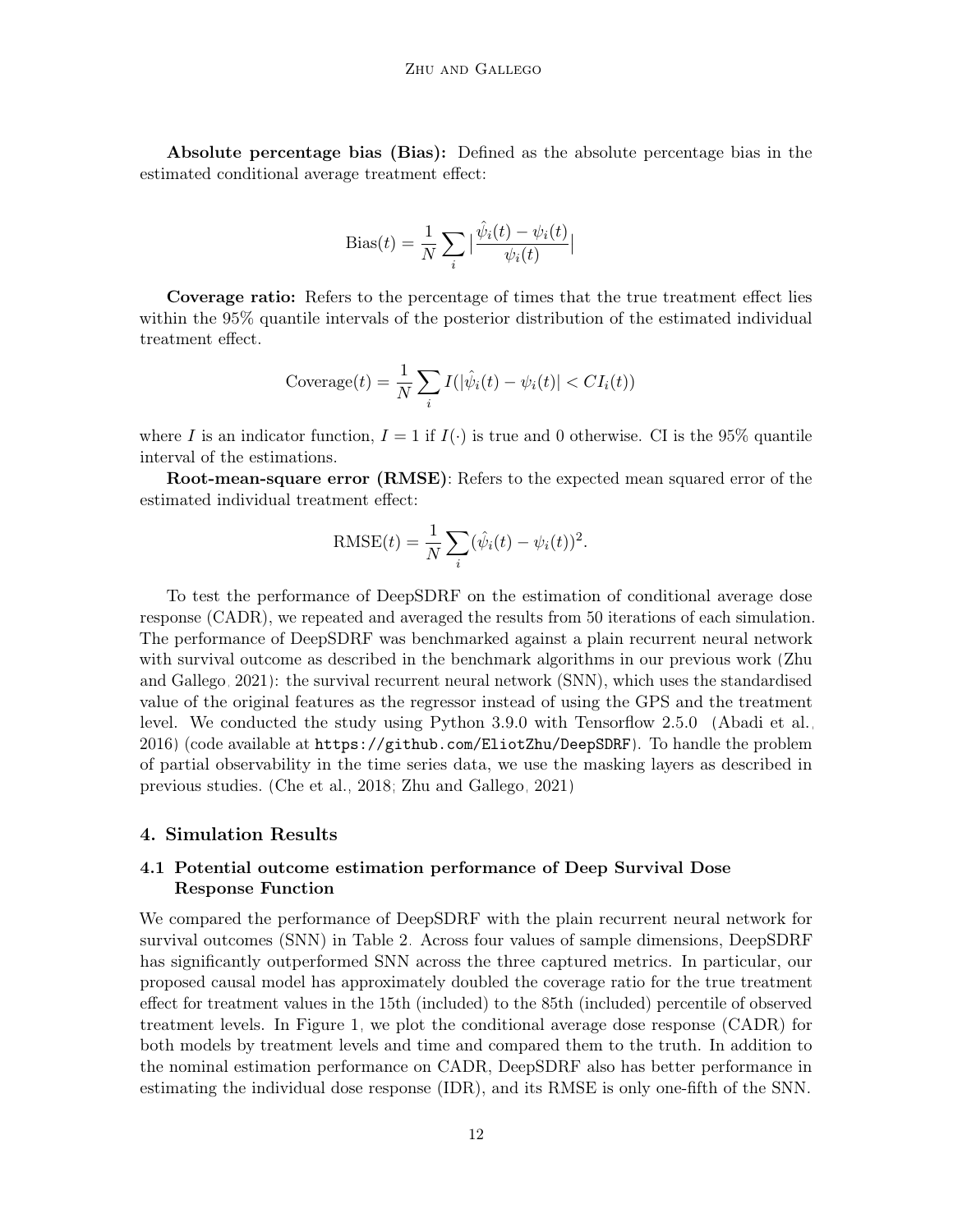**Absolute percentage bias (Bias):** Defined as the absolute percentage bias in the estimated conditional average treatment effect:

$$\text{Bias}(t) = \frac{1}{N}\sum_i \left|\frac{\hat{\psi}_i(t) - \psi_i(t)}{\psi_i(t)}\right|$$

**Coverage ratio:** Refers to the percentage of times that the true treatment effect lies within the 95% quantile intervals of the posterior distribution of the estimated individual treatment effect.

$$\text{Coverage}(t) = \frac{1}{N}\sum_i I(|\hat{\psi}_i(t) - \psi_i(t)| < CI_i(t))$$

where $I$ is an indicator function, $I = 1$ if $I(\cdot)$ is true and 0 otherwise. CI is the 95% quantile interval of the estimations.

**Root-mean-square error (RMSE)**: Refers to the expected mean squared error of the estimated individual treatment effect:

$$\text{RMSE}(t) = \frac{1}{N}\sum_i (\hat{\psi}_i(t) - \psi_i(t))^2.$$

To test the performance of DeepSDRF on the estimation of conditional average dose response (CADR), we repeated and averaged the results from 50 iterations of each simulation. The performance of DeepSDRF was benchmarked against a plain recurrent neural network with survival outcome as described in the benchmark algorithms in our previous work (Zhu and Gallego, 2021): the survival recurrent neural network (SNN), which uses the standardised value of the original features as the regressor instead of using the GPS and the treatment level. We conducted the study using Python 3.9.0 with Tensorflow 2.5.0 (Abadi et al., 2016) (code available at `https://github.com/EliotZhu/DeepSDRF`). To handle the problem of partial observability in the time series data, we use the masking layers as described in previous studies. (Che et al., 2018; Zhu and Gallego, 2021)

## 4. Simulation Results

### 4.1 Potential outcome estimation performance of Deep Survival Dose Response Function

We compared the performance of DeepSDRF with the plain recurrent neural network for survival outcomes (SNN) in Table 2. Across four values of sample dimensions, DeepSDRF has significantly outperformed SNN across the three captured metrics. In particular, our proposed causal model has approximately doubled the coverage ratio for the true treatment effect for treatment values in the 15th (included) to the 85th (included) percentile of observed treatment levels. In Figure 1, we plot the conditional average dose response (CADR) for both models by treatment levels and time and compared them to the truth. In addition to the nominal estimation performance on CADR, DeepSDRF also has better performance in estimating the individual dose response (IDR), and its RMSE is only one-fifth of the SNN.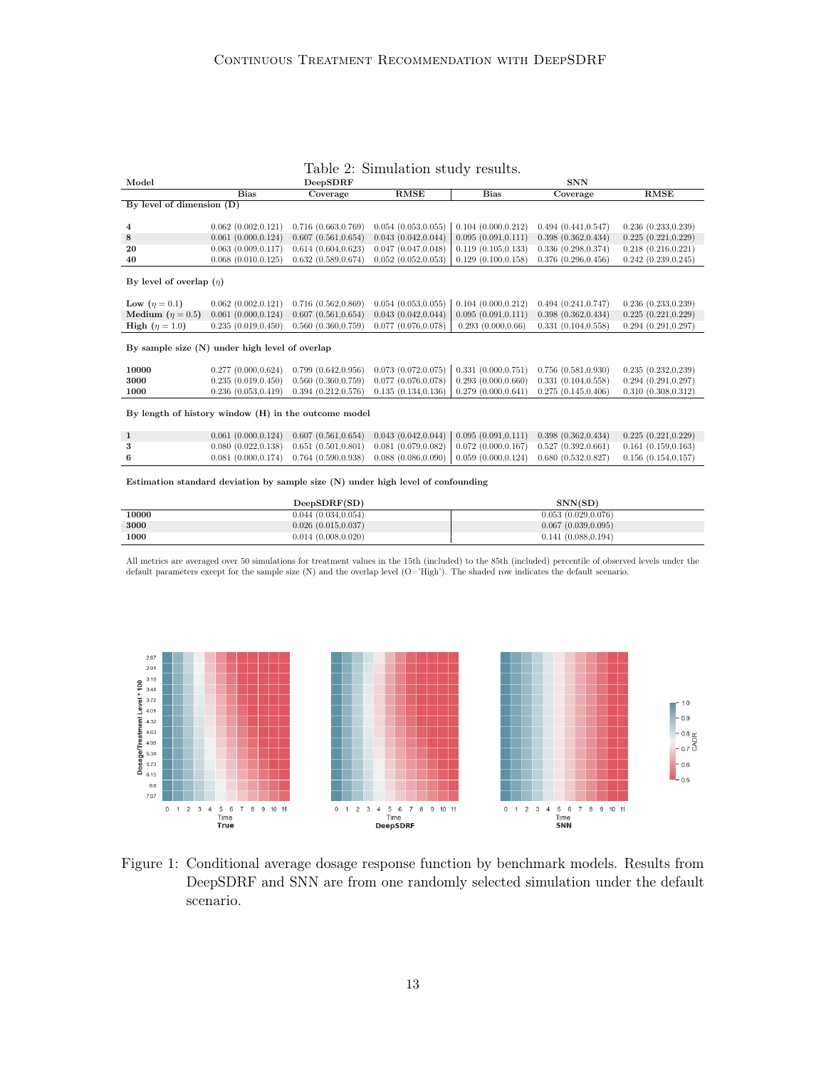Table 2: Simulation study results.

| Model | DeepSDRF | | | SNN | | |
|---|---|---|---|---|---|---|
| | Bias | Coverage | RMSE | Bias | Coverage | RMSE |
| **By level of dimension (D)** | | | | | | |
| **4** | 0.062 (0.002,0.121) | 0.716 (0.663,0.769) | 0.054 (0.053,0.055) | 0.104 (0.000,0.212) | 0.494 (0.441,0.547) | 0.236 (0.233,0.239) |
| **8** | 0.061 (0.000,0.124) | 0.607 (0.561,0.654) | 0.043 (0.042,0.044) | 0.095 (0.091,0.111) | 0.398 (0.362,0.434) | 0.225 (0.221,0.229) |
| **20** | 0.063 (0.009,0.117) | 0.614 (0.604,0.623) | 0.047 (0.047,0.048) | 0.119 (0.105,0.133) | 0.336 (0.298,0.374) | 0.218 (0.216,0.221) |
| **40** | 0.068 (0.010,0.125) | 0.632 (0.589,0.674) | 0.052 (0.052,0.053) | 0.129 (0.100,0.158) | 0.376 (0.296,0.456) | 0.242 (0.239,0.245) |
| **By level of overlap ($\eta$)** | | | | | | |
| **Low ($\eta = 0.1$)** | 0.062 (0.002,0.121) | 0.716 (0.562,0.869) | 0.054 (0.053,0.055) | 0.104 (0.000,0.212) | 0.494 (0.241,0.747) | 0.236 (0.233,0.239) |
| **Medium ($\eta = 0.5$)** | 0.061 (0.000,0.124) | 0.607 (0.561,0.654) | 0.043 (0.042,0.044) | 0.095 (0.091,0.111) | 0.398 (0.362,0.434) | 0.225 (0.221,0.229) |
| **High ($\eta = 1.0$)** | 0.235 (0.019,0.450) | 0.560 (0.360,0.759) | 0.077 (0.076,0.078) | 0.293 (0.000,0.66) | 0.331 (0.104,0.558) | 0.294 (0.291,0.297) |
| **By sample size (N) under high level of overlap** | | | | | | |
| **10000** | 0.277 (0.000,0.624) | 0.799 (0.642,0.956) | 0.073 (0.072,0.075) | 0.331 (0.000,0.751) | 0.756 (0.581,0.930) | 0.235 (0.232,0.239) |
| **3000** | 0.235 (0.019,0.450) | 0.560 (0.360,0.759) | 0.077 (0.076,0.078) | 0.293 (0.000,0.660) | 0.331 (0.104,0.558) | 0.294 (0.291,0.297) |
| **1000** | 0.236 (0.053,0.419) | 0.394 (0.212,0.576) | 0.135 (0.134,0.136) | 0.279 (0.000,0.641) | 0.275 (0.145,0.406) | 0.310 (0.308,0.312) |
| **By length of history window (H) in the outcome model** | | | | | | |
| **1** | 0.061 (0.000,0.124) | 0.607 (0.561,0.654) | 0.043 (0.042,0.044) | 0.095 (0.091,0.111) | 0.398 (0.362,0.434) | 0.225 (0.221,0.229) |
| **3** | 0.080 (0.022,0.138) | 0.651 (0.501,0.801) | 0.081 (0.079,0.082) | 0.072 (0.000,0.167) | 0.527 (0.392,0.661) | 0.161 (0.159,0.163) |
| **6** | 0.081 (0.000,0.174) | 0.764 (0.590,0.938) | 0.088 (0.086,0.090) | 0.059 (0.000,0.124) | 0.680 (0.532,0.827) | 0.156 (0.154,0.157) |

**Estimation standard deviation by sample size (N) under high level of confounding**

| | DeepSDRF(SD) | SNN(SD) |
|---|---|---|
| **10000** | 0.044 (0.034,0.054) | 0.053 (0.029,0.076) |
| **3000** | 0.026 (0.015,0.037) | 0.067 (0.039,0.095) |
| **1000** | 0.014 (0.008,0.020) | 0.141 (0.088,0.194) |

All metrics are averaged over 50 simulations for treatment values in the 15th (included) to the 85th (included) percentile of observed levels under the default parameters except for the sample size (N) and the overlap level (O='High'). The shaded row indicates the default scenario.

Figure 1: Conditional average dosage response function by benchmark models. Results from DeepSDRF and SNN are from one randomly selected simulation under the default scenario.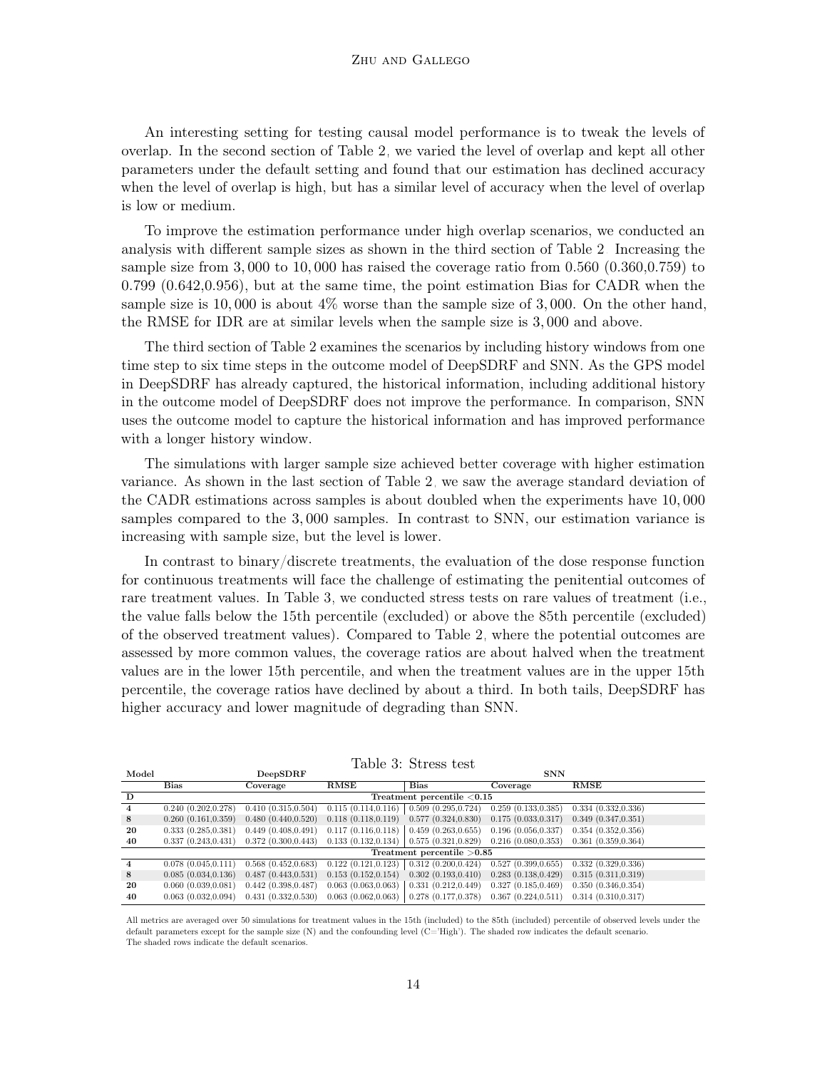An interesting setting for testing causal model performance is to tweak the levels of overlap. In the second section of Table 2, we varied the level of overlap and kept all other parameters under the default setting and found that our estimation has declined accuracy when the level of overlap is high, but has a similar level of accuracy when the level of overlap is low or medium.

To improve the estimation performance under high overlap scenarios, we conducted an analysis with different sample sizes as shown in the third section of Table 2. Increasing the sample size from $3,000$ to $10,000$ has raised the coverage ratio from 0.560 (0.360,0.759) to 0.799 (0.642,0.956), but at the same time, the point estimation Bias for CADR when the sample size is $10,000$ is about $4\%$ worse than the sample size of $3,000$. On the other hand, the RMSE for IDR are at similar levels when the sample size is $3,000$ and above.

The third section of Table 2 examines the scenarios by including history windows from one time step to six time steps in the outcome model of DeepSDRF and SNN. As the GPS model in DeepSDRF has already captured, the historical information, including additional history in the outcome model of DeepSDRF does not improve the performance. In comparison, SNN uses the outcome model to capture the historical information and has improved performance with a longer history window.

The simulations with larger sample size achieved better coverage with higher estimation variance. As shown in the last section of Table 2, we saw the average standard deviation of the CADR estimations across samples is about doubled when the experiments have $10,000$ samples compared to the $3,000$ samples. In contrast to SNN, our estimation variance is increasing with sample size, but the level is lower.

In contrast to binary/discrete treatments, the evaluation of the dose response function for continuous treatments will face the challenge of estimating the penitential outcomes of rare treatment values. In Table 3, we conducted stress tests on rare values of treatment (i.e., the value falls below the 15th percentile (excluded) or above the 85th percentile (excluded) of the observed treatment values). Compared to Table 2, where the potential outcomes are assessed by more common values, the coverage ratios are about halved when the treatment values are in the lower 15th percentile, and when the treatment values are in the upper 15th percentile, the coverage ratios have declined by about a third. In both tails, DeepSDRF has higher accuracy and lower magnitude of degrading than SNN.

Table 3: Stress test

| Model | DeepSDRF | | | SNN | | |
|---|---|---|---|---|---|---|
| | **Bias** | **Coverage** | **RMSE** | **Bias** | **Coverage** | **RMSE** |
| **D** | **Treatment percentile <0.15** | | | | | |
| **4** | 0.240 (0.202,0.278) | 0.410 (0.315,0.504) | 0.115 (0.114,0.116) | 0.509 (0.295,0.724) | 0.259 (0.133,0.385) | 0.334 (0.332,0.336) |
| **8** | 0.260 (0.161,0.359) | 0.480 (0.440,0.520) | 0.118 (0.118,0.119) | 0.577 (0.324,0.830) | 0.175 (0.033,0.317) | 0.349 (0.347,0.351) |
| **20** | 0.333 (0.285,0.381) | 0.449 (0.408,0.491) | 0.117 (0.116,0.118) | 0.459 (0.263,0.655) | 0.196 (0.056,0.337) | 0.354 (0.352,0.356) |
| **40** | 0.337 (0.243,0.431) | 0.372 (0.300,0.443) | 0.133 (0.132,0.134) | 0.575 (0.321,0.829) | 0.216 (0.080,0.353) | 0.361 (0.359,0.364) |
| | **Treatment percentile >0.85** | | | | | |
| **4** | 0.078 (0.045,0.111) | 0.568 (0.452,0.683) | 0.122 (0.121,0.123) | 0.312 (0.200,0.424) | 0.527 (0.399,0.655) | 0.332 (0.329,0.336) |
| **8** | 0.085 (0.034,0.136) | 0.487 (0.443,0.531) | 0.153 (0.152,0.154) | 0.302 (0.193,0.410) | 0.283 (0.138,0.429) | 0.315 (0.311,0.319) |
| **20** | 0.060 (0.039,0.081) | 0.442 (0.398,0.487) | 0.063 (0.063,0.063) | 0.331 (0.212,0.449) | 0.327 (0.185,0.469) | 0.350 (0.346,0.354) |
| **40** | 0.063 (0.032,0.094) | 0.431 (0.332,0.530) | 0.063 (0.062,0.063) | 0.278 (0.177,0.378) | 0.367 (0.224,0.511) | 0.314 (0.310,0.317) |

All metrics are averaged over 50 simulations for treatment values in the 15th (included) to the 85th (included) percentile of observed levels under the default parameters except for the sample size (N) and the confounding level (C='High'). The shaded row indicates the default scenario.
The shaded rows indicate the default scenarios.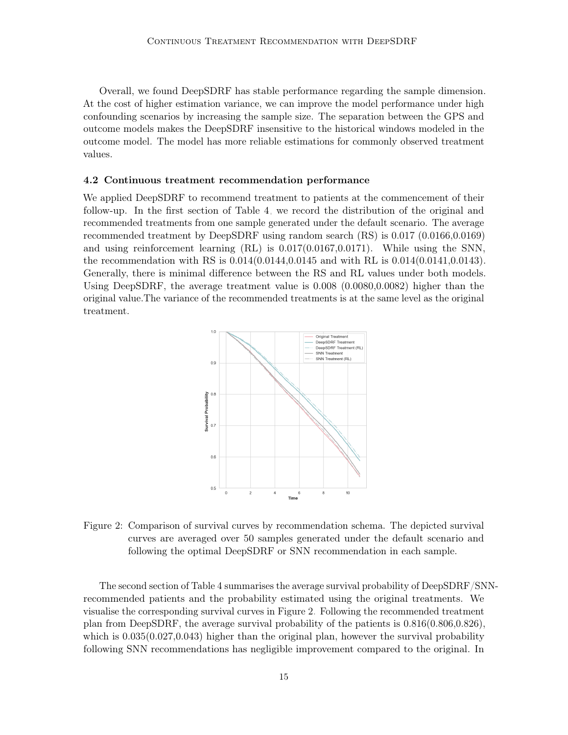Overall, we found DeepSDRF has stable performance regarding the sample dimension. At the cost of higher estimation variance, we can improve the model performance under high confounding scenarios by increasing the sample size. The separation between the GPS and outcome models makes the DeepSDRF insensitive to the historical windows modeled in the outcome model. The model has more reliable estimations for commonly observed treatment values.

### 4.2 Continuous treatment recommendation performance

We applied DeepSDRF to recommend treatment to patients at the commencement of their follow-up. In the first section of Table 4, we record the distribution of the original and recommended treatments from one sample generated under the default scenario. The average recommended treatment by DeepSDRF using random search (RS) is 0.017 (0.0166,0.0169) and using reinforcement learning (RL) is 0.017(0.0167,0.0171). While using the SNN, the recommendation with RS is 0.014(0.0144,0.0145 and with RL is 0.014(0.0141,0.0143). Generally, there is minimal difference between the RS and RL values under both models. Using DeepSDRF, the average treatment value is 0.008 (0.0080,0.0082) higher than the original value.The variance of the recommended treatments is at the same level as the original treatment.

Figure 2: Comparison of survival curves by recommendation schema. The depicted survival curves are averaged over 50 samples generated under the default scenario and following the optimal DeepSDRF or SNN recommendation in each sample.

The second section of Table 4 summarises the average survival probability of DeepSDRF/SNN-recommended patients and the probability estimated using the original treatments. We visualise the corresponding survival curves in Figure 2. Following the recommended treatment plan from DeepSDRF, the average survival probability of the patients is 0.816(0.806,0.826), which is 0.035(0.027,0.043) higher than the original plan, however the survival probability following SNN recommendations has negligible improvement compared to the original. In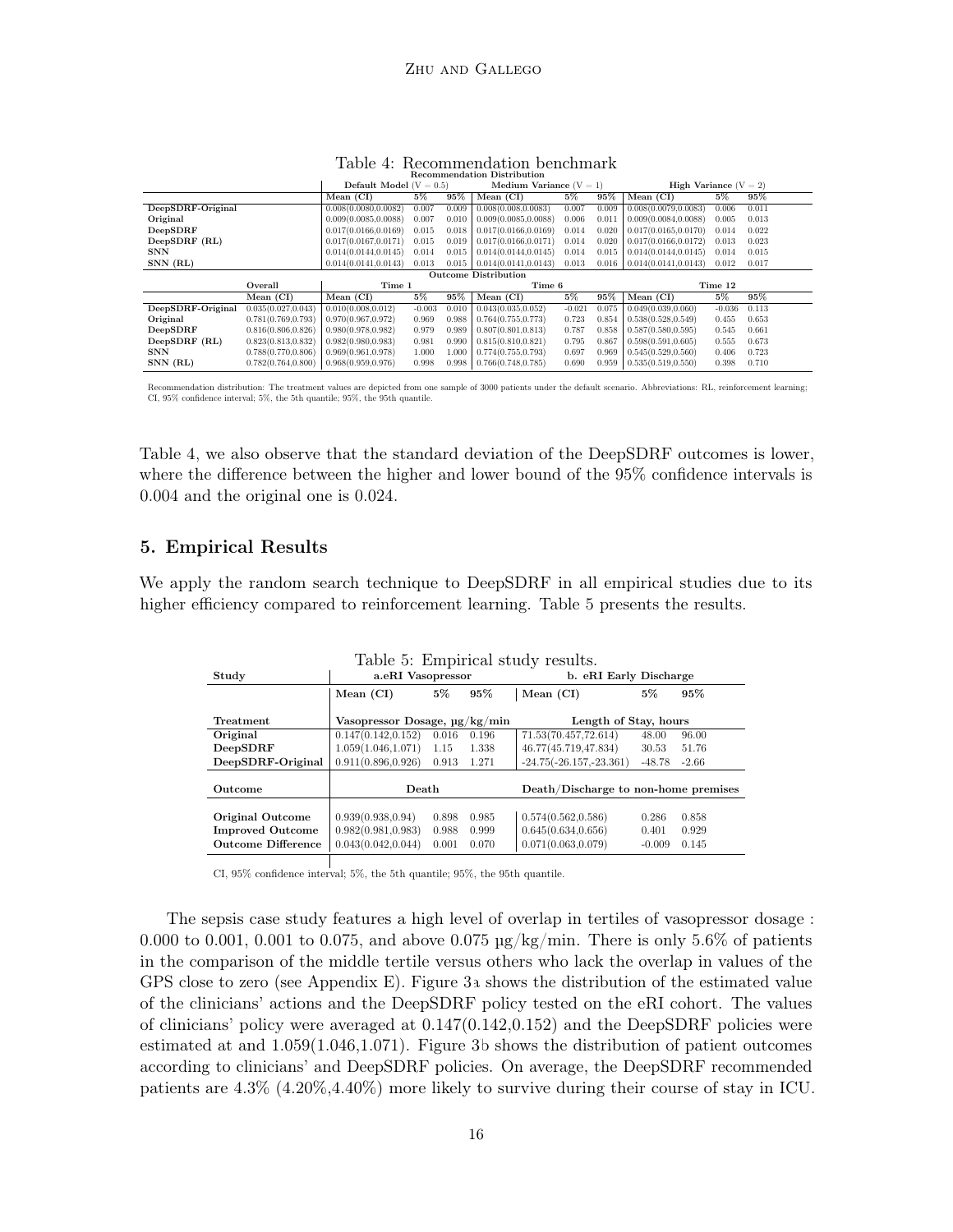Table 4: Recommendation benchmark

| | Recommendation Distribution | | | | | | | | |
|---|---|---|---|---|---|---|---|---|---|
| | Default Model ($V = 0.5$) | | | Medium Variance ($V = 1$) | | | High Variance ($V = 2$) | | |
| | Mean (CI) | 5% | 95% | Mean (CI) | 5% | 95% | Mean (CI) | 5% | 95% |
| **DeepSDRF-Original** | 0.008(0.0080,0.0082) | 0.007 | 0.009 | 0.008(0.008,0.0083) | 0.007 | 0.009 | 0.008(0.0079,0.0083) | 0.006 | 0.011 |
| **Original** | 0.009(0.0085,0.0088) | 0.007 | 0.010 | 0.009(0.0085,0.0088) | 0.006 | 0.011 | 0.009(0.0084,0.0088) | 0.005 | 0.013 |
| **DeepSDRF** | 0.017(0.0166,0.0169) | 0.015 | 0.018 | 0.017(0.0166,0.0169) | 0.014 | 0.020 | 0.017(0.0165,0.0170) | 0.014 | 0.022 |
| **DeepSDRF (RL)** | 0.017(0.0167,0.0171) | 0.015 | 0.019 | 0.017(0.0166,0.0171) | 0.014 | 0.020 | 0.017(0.0166,0.0172) | 0.013 | 0.023 |
| **SNN** | 0.014(0.0144,0.0145) | 0.014 | 0.015 | 0.014(0.0144,0.0145) | 0.014 | 0.015 | 0.014(0.0144,0.0145) | 0.014 | 0.015 |
| **SNN (RL)** | 0.014(0.0141,0.0143) | 0.013 | 0.015 | 0.014(0.0141,0.0143) | 0.013 | 0.016 | 0.014(0.0141,0.0143) | 0.012 | 0.017 |

| | Outcome Distribution | | | | | | | | | |
|---|---|---|---|---|---|---|---|---|---|---|
| | Overall | Time 1 | | | Time 6 | | | Time 12 | | |
| | Mean (CI) | Mean (CI) | 5% | 95% | Mean (CI) | 5% | 95% | Mean (CI) | 5% | 95% |
| **DeepSDRF-Original** | 0.035(0.027,0.043) | 0.010(0.008,0.012) | -0.003 | 0.010 | 0.043(0.035,0.052) | -0.021 | 0.075 | 0.049(0.039,0.060) | -0.036 | 0.113 |
| **Original** | 0.781(0.769,0.793) | 0.970(0.967,0.972) | 0.969 | 0.988 | 0.764(0.755,0.773) | 0.723 | 0.854 | 0.538(0.528,0.549) | 0.455 | 0.653 |
| **DeepSDRF** | 0.816(0.806,0.826) | 0.980(0.978,0.982) | 0.979 | 0.989 | 0.807(0.801,0.813) | 0.787 | 0.858 | 0.587(0.580,0.595) | 0.545 | 0.661 |
| **DeepSDRF (RL)** | 0.823(0.813,0.832) | 0.982(0.980,0.983) | 0.981 | 0.990 | 0.815(0.810,0.821) | 0.795 | 0.867 | 0.598(0.591,0.605) | 0.555 | 0.673 |
| **SNN** | 0.788(0.770,0.806) | 0.969(0.961,0.978) | 1.000 | 1.000 | 0.774(0.755,0.793) | 0.697 | 0.969 | 0.545(0.529,0.560) | 0.406 | 0.723 |
| **SNN (RL)** | 0.782(0.764,0.800) | 0.968(0.959,0.976) | 0.998 | 0.998 | 0.766(0.748,0.785) | 0.690 | 0.959 | 0.535(0.519,0.550) | 0.398 | 0.710 |

Recommendation distribution: The treatment values are depicted from one sample of 3000 patients under the default scenario. Abbreviations: RL, reinforcement learning; CI, 95% confidence interval; 5%, the 5th quantile; 95%, the 95th quantile.

Table 4, we also observe that the standard deviation of the DeepSDRF outcomes is lower, where the difference between the higher and lower bound of the 95% confidence intervals is 0.004 and the original one is 0.024.

## 5. Empirical Results

We apply the random search technique to DeepSDRF in all empirical studies due to its higher efficiency compared to reinforcement learning. Table 5 presents the results.

Table 5: Empirical study results.

| Study | a.eRI Vasopressor | | | b. eRI Early Discharge | | |
|---|---|---|---|---|---|---|
| | Mean (CI) | 5% | 95% | Mean (CI) | 5% | 95% |
| **Treatment** | Vasopressor Dosage, µg/kg/min | | | Length of Stay, hours | | |
| **Original** | 0.147(0.142,0.152) | 0.016 | 0.196 | 71.53(70.457,72.614) | 48.00 | 96.00 |
| **DeepSDRF** | 1.059(1.046,1.071) | 1.15 | 1.338 | 46.77(45.719,47.834) | 30.53 | 51.76 |
| **DeepSDRF-Original** | 0.911(0.896,0.926) | 0.913 | 1.271 | -24.75(-26.157,-23.361) | -48.78 | -2.66 |
| **Outcome** | Death | | | Death/Discharge to non-home premises | | |
| **Original Outcome** | 0.939(0.938,0.94) | 0.898 | 0.985 | 0.574(0.562,0.586) | 0.286 | 0.858 |
| **Improved Outcome** | 0.982(0.981,0.983) | 0.988 | 0.999 | 0.645(0.634,0.656) | 0.401 | 0.929 |
| **Outcome Difference** | 0.043(0.042,0.044) | 0.001 | 0.070 | 0.071(0.063,0.079) | -0.009 | 0.145 |

CI, 95% confidence interval; 5%, the 5th quantile; 95%, the 95th quantile.

The sepsis case study features a high level of overlap in tertiles of vasopressor dosage : 0.000 to 0.001, 0.001 to 0.075, and above 0.075 µg/kg/min. There is only 5.6% of patients in the comparison of the middle tertile versus others who lack the overlap in values of the GPS close to zero (see Appendix E). Figure 3a shows the distribution of the estimated value of the clinicians' actions and the DeepSDRF policy tested on the eRI cohort. The values of clinicians' policy were averaged at 0.147(0.142,0.152) and the DeepSDRF policies were estimated at and 1.059(1.046,1.071). Figure 3b shows the distribution of patient outcomes according to clinicians' and DeepSDRF policies. On average, the DeepSDRF recommended patients are 4.3% (4.20%,4.40%) more likely to survive during their course of stay in ICU.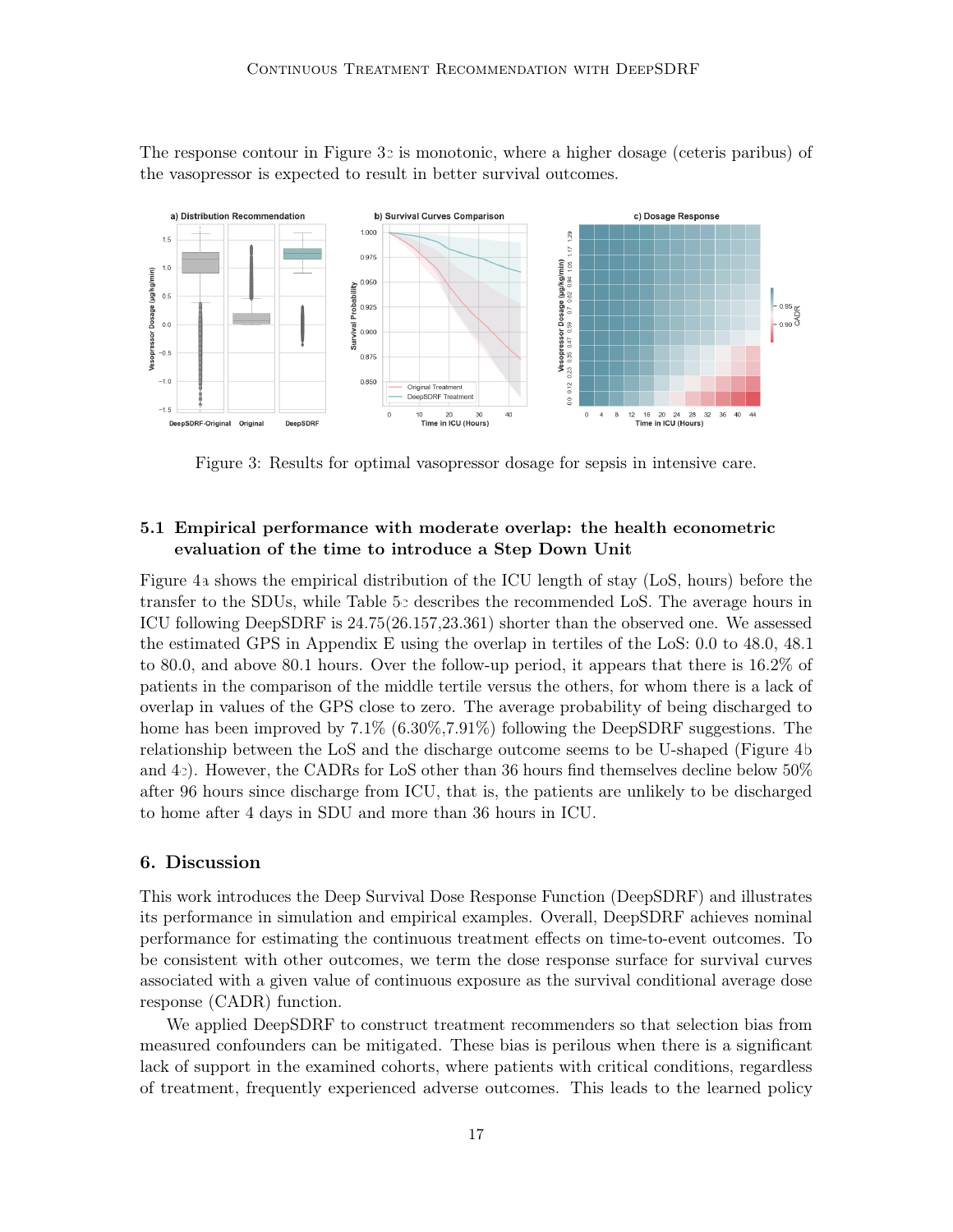The response contour in Figure 3c is monotonic, where a higher dosage (ceteris paribus) of the vasopressor is expected to result in better survival outcomes.

Figure 3: Results for optimal vasopressor dosage for sepsis in intensive care.

### 5.1 Empirical performance with moderate overlap: the health econometric evaluation of the time to introduce a Step Down Unit

Figure 4a shows the empirical distribution of the ICU length of stay (LoS, hours) before the transfer to the SDUs, while Table 5c describes the recommended LoS. The average hours in ICU following DeepSDRF is 24.75(26.157,23.361) shorter than the observed one. We assessed the estimated GPS in Appendix E using the overlap in tertiles of the LoS: 0.0 to 48.0, 48.1 to 80.0, and above 80.1 hours. Over the follow-up period, it appears that there is 16.2% of patients in the comparison of the middle tertile versus the others, for whom there is a lack of overlap in values of the GPS close to zero. The average probability of being discharged to home has been improved by 7.1% (6.30%,7.91%) following the DeepSDRF suggestions. The relationship between the LoS and the discharge outcome seems to be U-shaped (Figure 4b and 4c). However, the CADRs for LoS other than 36 hours find themselves decline below 50% after 96 hours since discharge from ICU, that is, the patients are unlikely to be discharged to home after 4 days in SDU and more than 36 hours in ICU.

## 6. Discussion

This work introduces the Deep Survival Dose Response Function (DeepSDRF) and illustrates its performance in simulation and empirical examples. Overall, DeepSDRF achieves nominal performance for estimating the continuous treatment effects on time-to-event outcomes. To be consistent with other outcomes, we term the dose response surface for survival curves associated with a given value of continuous exposure as the survival conditional average dose response (CADR) function.

We applied DeepSDRF to construct treatment recommenders so that selection bias from measured confounders can be mitigated. These bias is perilous when there is a significant lack of support in the examined cohorts, where patients with critical conditions, regardless of treatment, frequently experienced adverse outcomes. This leads to the learned policy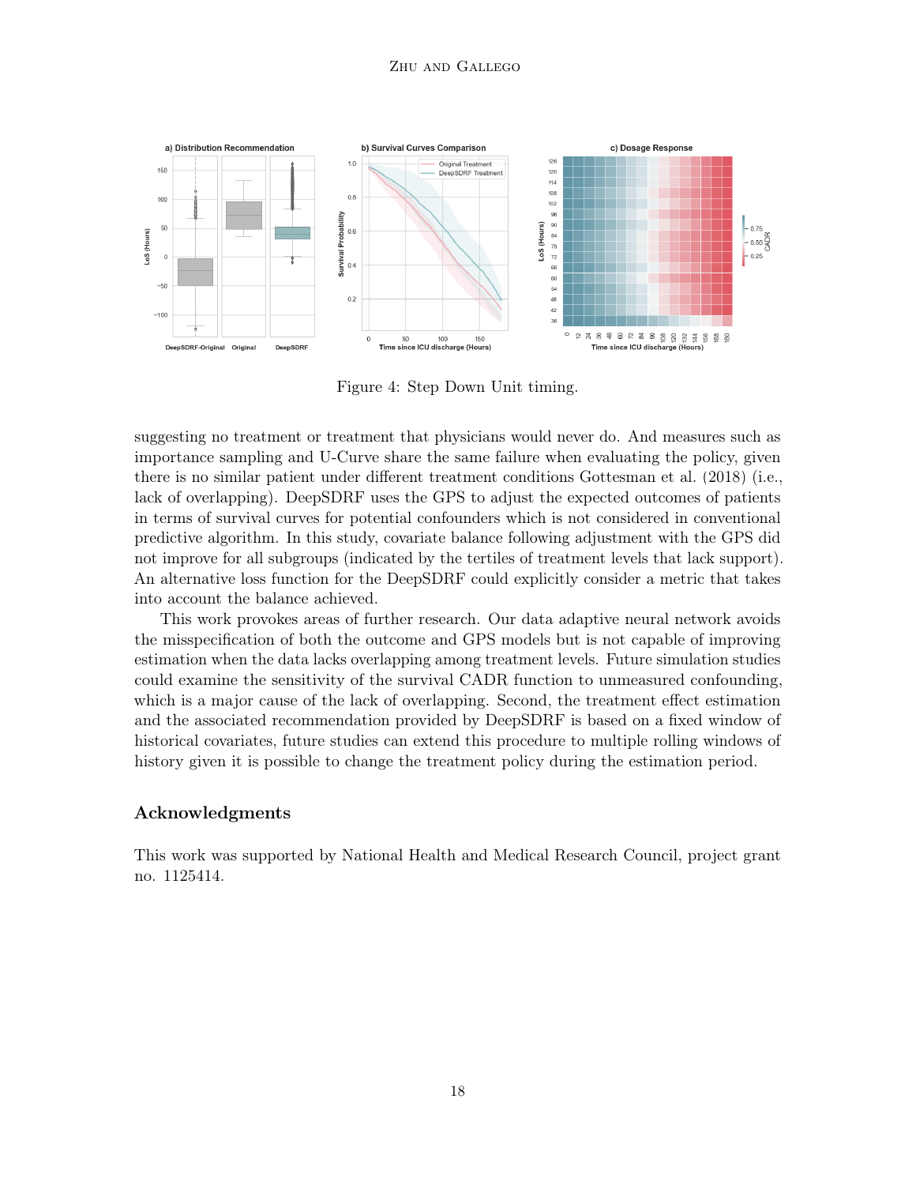Figure 4: Step Down Unit timing.

suggesting no treatment or treatment that physicians would never do. And measures such as importance sampling and U-Curve share the same failure when evaluating the policy, given there is no similar patient under different treatment conditions Gottesman et al. (2018) (i.e., lack of overlapping). DeepSDRF uses the GPS to adjust the expected outcomes of patients in terms of survival curves for potential confounders which is not considered in conventional predictive algorithm. In this study, covariate balance following adjustment with the GPS did not improve for all subgroups (indicated by the tertiles of treatment levels that lack support). An alternative loss function for the DeepSDRF could explicitly consider a metric that takes into account the balance achieved.

This work provokes areas of further research. Our data adaptive neural network avoids the misspecification of both the outcome and GPS models but is not capable of improving estimation when the data lacks overlapping among treatment levels. Future simulation studies could examine the sensitivity of the survival CADR function to unmeasured confounding, which is a major cause of the lack of overlapping. Second, the treatment effect estimation and the associated recommendation provided by DeepSDRF is based on a fixed window of historical covariates, future studies can extend this procedure to multiple rolling windows of history given it is possible to change the treatment policy during the estimation period.

## Acknowledgments

This work was supported by National Health and Medical Research Council, project grant no. 1125414.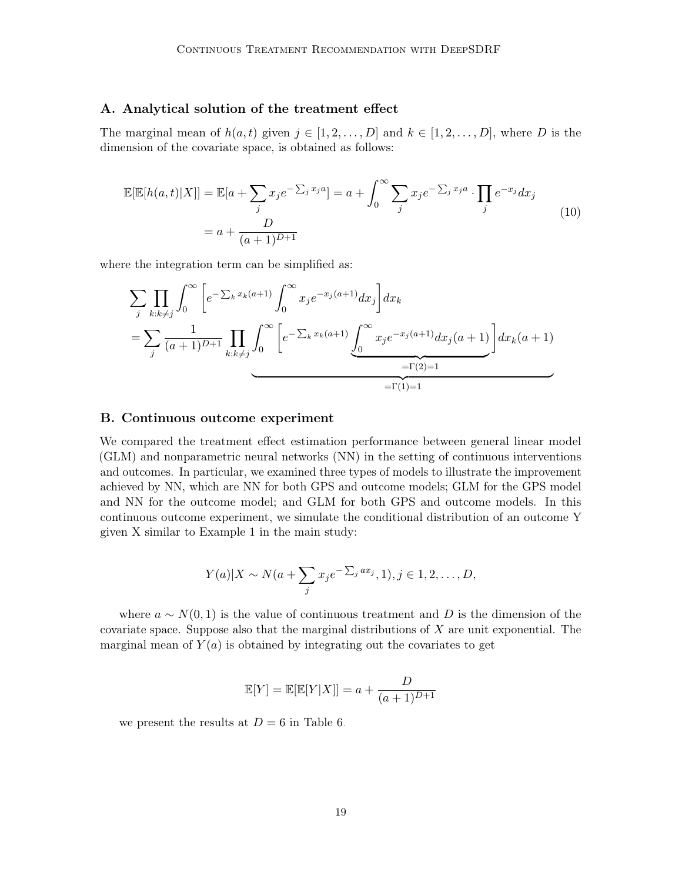## A. Analytical solution of the treatment effect

The marginal mean of $h(a,t)$ given $j \in [1, 2, \dots, D]$ and $k \in [1, 2, \dots, D]$, where $D$ is the dimension of the covariate space, is obtained as follows:

$$
\begin{aligned}
\mathbb{E}[\mathbb{E}[h(a,t)|X]] &= \mathbb{E}[a + \sum_j x_j e^{-\sum_j x_j a}] = a + \int_0^\infty \sum_j x_j e^{-\sum_j x_j a} \cdot \prod_j e^{-x_j} dx_j \\
&= a + \frac{D}{(a+1)^{D+1}}
\end{aligned} \tag{10}
$$

where the integration term can be simplified as:

$$
\begin{aligned}
&\sum_j \prod_{k:k \neq j} \int_0^\infty \left[ e^{-\sum_k x_k (a+1)} \int_0^\infty x_j e^{-x_j(a+1)} dx_j \right] dx_k \\
&= \sum_j \frac{1}{(a+1)^{D+1}} \underbrace{\prod_{k:k \neq j} \int_0^\infty \left[ e^{-\sum_k x_k (a+1)} \underbrace{\int_0^\infty x_j e^{-x_j(a+1)} dx_j (a+1)}_{=\Gamma(2)=1} \right] dx_k (a+1)}_{=\Gamma(1)=1}
\end{aligned}
$$

## B. Continuous outcome experiment

We compared the treatment effect estimation performance between general linear model (GLM) and nonparametric neural networks (NN) in the setting of continuous interventions and outcomes. In particular, we examined three types of models to illustrate the improvement achieved by NN, which are NN for both GPS and outcome models; GLM for the GPS model and NN for the outcome model; and GLM for both GPS and outcome models. In this continuous outcome experiment, we simulate the conditional distribution of an outcome Y given X similar to Example 1 in the main study:

$$
Y(a)|X \sim N(a + \sum_j x_j e^{-\sum_j a x_j}, 1), j \in 1, 2, \dots, D,
$$

where $a \sim N(0,1)$ is the value of continuous treatment and $D$ is the dimension of the covariate space. Suppose also that the marginal distributions of $X$ are unit exponential. The marginal mean of $Y(a)$ is obtained by integrating out the covariates to get

$$
\mathbb{E}[Y] = \mathbb{E}[\mathbb{E}[Y|X]] = a + \frac{D}{(a+1)^{D+1}}
$$

we present the results at $D = 6$ in Table 6.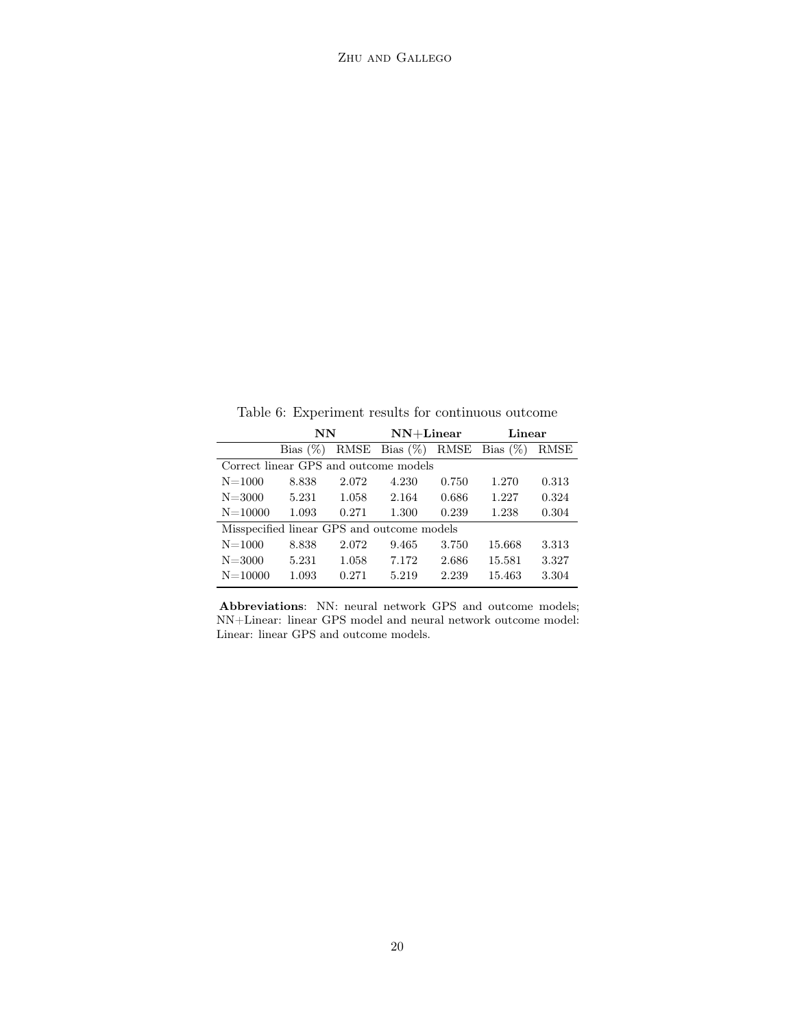Table 6: Experiment results for continuous outcome

| | **NN** | | **NN+Linear** | | **Linear** | |
|---|---|---|---|---|---|---|
| | Bias (%) | RMSE | Bias (%) | RMSE | Bias (%) | RMSE |
| Correct linear GPS and outcome models | | | | | | |
| N=1000 | 8.838 | 2.072 | 4.230 | 0.750 | 1.270 | 0.313 |
| N=3000 | 5.231 | 1.058 | 2.164 | 0.686 | 1.227 | 0.324 |
| N=10000 | 1.093 | 0.271 | 1.300 | 0.239 | 1.238 | 0.304 |
| Misspecified linear GPS and outcome models | | | | | | |
| N=1000 | 8.838 | 2.072 | 9.465 | 3.750 | 15.668 | 3.313 |
| N=3000 | 5.231 | 1.058 | 7.172 | 2.686 | 15.581 | 3.327 |
| N=10000 | 1.093 | 0.271 | 5.219 | 2.239 | 15.463 | 3.304 |

**Abbreviations**: NN: neural network GPS and outcome models; NN+Linear: linear GPS model and neural network outcome model: Linear: linear GPS and outcome models.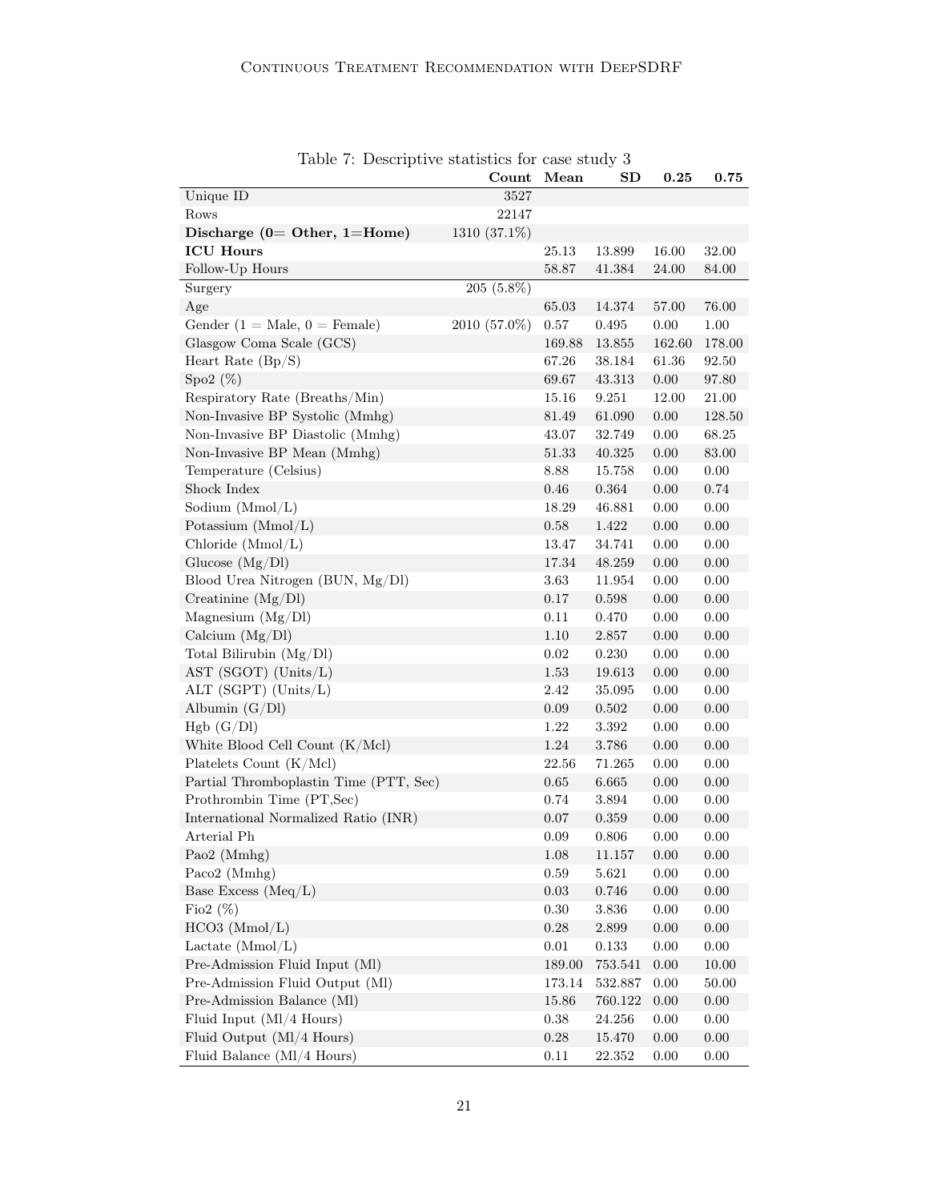Table 7: Descriptive statistics for case study 3

| | Count | Mean | SD | 0.25 | 0.75 |
|---|---|---|---|---|---|
| Unique ID | 3527 | | | | |
| Rows | 22147 | | | | |
| **Discharge (0= Other, 1=Home)** | 1310 (37.1%) | | | | |
| **ICU Hours** | | 25.13 | 13.899 | 16.00 | 32.00 |
| Follow-Up Hours | | 58.87 | 41.384 | 24.00 | 84.00 |
| Surgery | 205 (5.8%) | | | | |
| Age | | 65.03 | 14.374 | 57.00 | 76.00 |
| Gender (1 = Male, 0 = Female) | 2010 (57.0%) | 0.57 | 0.495 | 0.00 | 1.00 |
| Glasgow Coma Scale (GCS) | | 169.88 | 13.855 | 162.60 | 178.00 |
| Heart Rate (Bp/S) | | 67.26 | 38.184 | 61.36 | 92.50 |
| Spo2 (%) | | 69.67 | 43.313 | 0.00 | 97.80 |
| Respiratory Rate (Breaths/Min) | | 15.16 | 9.251 | 12.00 | 21.00 |
| Non-Invasive BP Systolic (Mmhg) | | 81.49 | 61.090 | 0.00 | 128.50 |
| Non-Invasive BP Diastolic (Mmhg) | | 43.07 | 32.749 | 0.00 | 68.25 |
| Non-Invasive BP Mean (Mmhg) | | 51.33 | 40.325 | 0.00 | 83.00 |
| Temperature (Celsius) | | 8.88 | 15.758 | 0.00 | 0.00 |
| Shock Index | | 0.46 | 0.364 | 0.00 | 0.74 |
| Sodium (Mmol/L) | | 18.29 | 46.881 | 0.00 | 0.00 |
| Potassium (Mmol/L) | | 0.58 | 1.422 | 0.00 | 0.00 |
| Chloride (Mmol/L) | | 13.47 | 34.741 | 0.00 | 0.00 |
| Glucose (Mg/Dl) | | 17.34 | 48.259 | 0.00 | 0.00 |
| Blood Urea Nitrogen (BUN, Mg/Dl) | | 3.63 | 11.954 | 0.00 | 0.00 |
| Creatinine (Mg/Dl) | | 0.17 | 0.598 | 0.00 | 0.00 |
| Magnesium (Mg/Dl) | | 0.11 | 0.470 | 0.00 | 0.00 |
| Calcium (Mg/Dl) | | 1.10 | 2.857 | 0.00 | 0.00 |
| Total Bilirubin (Mg/Dl) | | 0.02 | 0.230 | 0.00 | 0.00 |
| AST (SGOT) (Units/L) | | 1.53 | 19.613 | 0.00 | 0.00 |
| ALT (SGPT) (Units/L) | | 2.42 | 35.095 | 0.00 | 0.00 |
| Albumin (G/Dl) | | 0.09 | 0.502 | 0.00 | 0.00 |
| Hgb (G/Dl) | | 1.22 | 3.392 | 0.00 | 0.00 |
| White Blood Cell Count (K/Mcl) | | 1.24 | 3.786 | 0.00 | 0.00 |
| Platelets Count (K/Mcl) | | 22.56 | 71.265 | 0.00 | 0.00 |
| Partial Thromboplastin Time (PTT, Sec) | | 0.65 | 6.665 | 0.00 | 0.00 |
| Prothrombin Time (PT,Sec) | | 0.74 | 3.894 | 0.00 | 0.00 |
| International Normalized Ratio (INR) | | 0.07 | 0.359 | 0.00 | 0.00 |
| Arterial Ph | | 0.09 | 0.806 | 0.00 | 0.00 |
| Pao2 (Mmhg) | | 1.08 | 11.157 | 0.00 | 0.00 |
| Paco2 (Mmhg) | | 0.59 | 5.621 | 0.00 | 0.00 |
| Base Excess (Meq/L) | | 0.03 | 0.746 | 0.00 | 0.00 |
| Fio2 (%) | | 0.30 | 3.836 | 0.00 | 0.00 |
| HCO3 (Mmol/L) | | 0.28 | 2.899 | 0.00 | 0.00 |
| Lactate (Mmol/L) | | 0.01 | 0.133 | 0.00 | 0.00 |
| Pre-Admission Fluid Input (Ml) | | 189.00 | 753.541 | 0.00 | 10.00 |
| Pre-Admission Fluid Output (Ml) | | 173.14 | 532.887 | 0.00 | 50.00 |
| Pre-Admission Balance (Ml) | | 15.86 | 760.122 | 0.00 | 0.00 |
| Fluid Input (Ml/4 Hours) | | 0.38 | 24.256 | 0.00 | 0.00 |
| Fluid Output (Ml/4 Hours) | | 0.28 | 15.470 | 0.00 | 0.00 |
| Fluid Balance (Ml/4 Hours) | | 0.11 | 22.352 | 0.00 | 0.00 |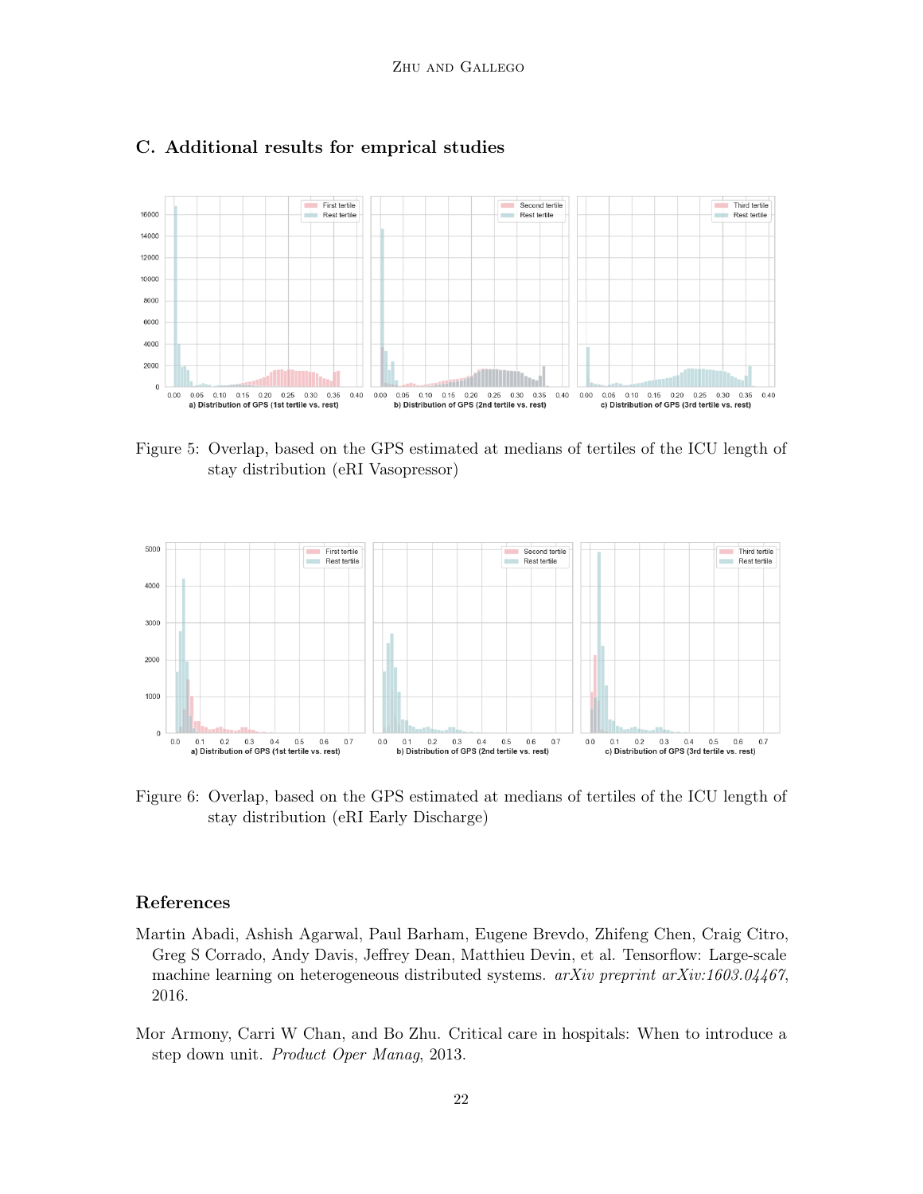## C. Additional results for emprical studies

Figure 5: Overlap, based on the GPS estimated at medians of tertiles of the ICU length of stay distribution (eRI Vasopressor)

Figure 6: Overlap, based on the GPS estimated at medians of tertiles of the ICU length of stay distribution (eRI Early Discharge)

## References

Martin Abadi, Ashish Agarwal, Paul Barham, Eugene Brevdo, Zhifeng Chen, Craig Citro, Greg S Corrado, Andy Davis, Jeffrey Dean, Matthieu Devin, et al. Tensorflow: Large-scale machine learning on heterogeneous distributed systems. *arXiv preprint arXiv:1603.04467*, 2016.

Mor Armony, Carri W Chan, and Bo Zhu. Critical care in hospitals: When to introduce a step down unit. *Product Oper Manag*, 2013.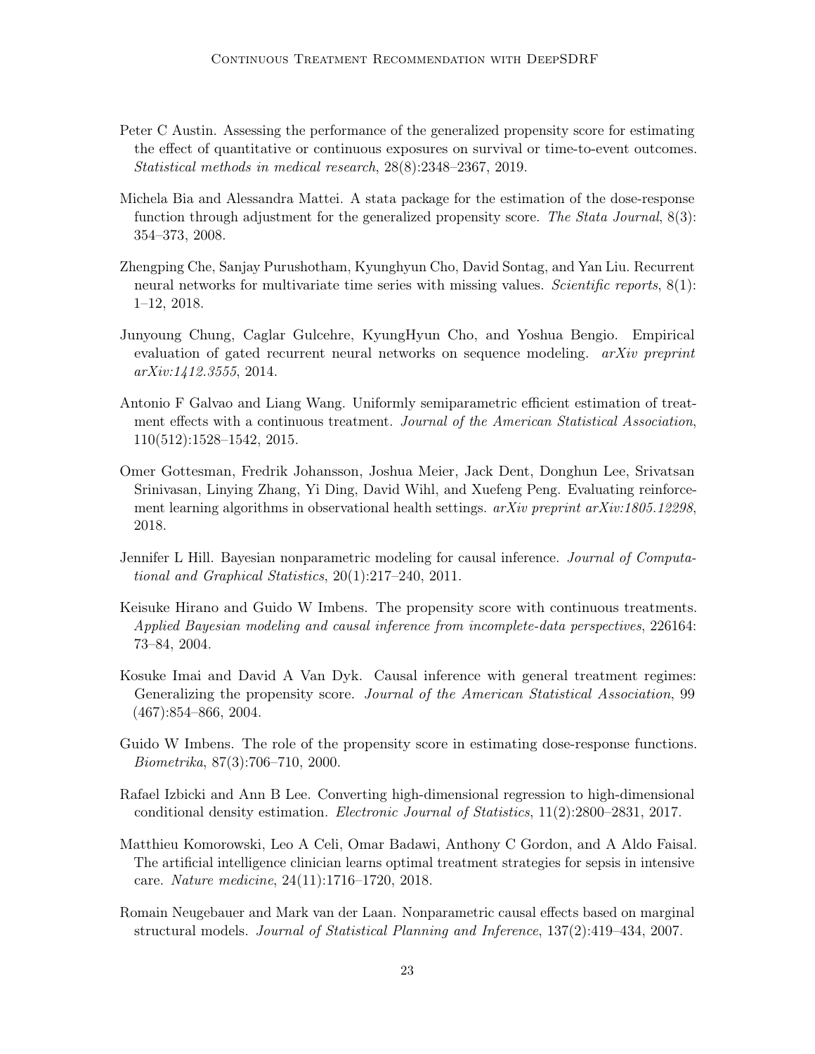Peter C Austin. Assessing the performance of the generalized propensity score for estimating the effect of quantitative or continuous exposures on survival or time-to-event outcomes. *Statistical methods in medical research*, 28(8):2348–2367, 2019.

Michela Bia and Alessandra Mattei. A stata package for the estimation of the dose-response function through adjustment for the generalized propensity score. *The Stata Journal*, 8(3): 354–373, 2008.

Zhengping Che, Sanjay Purushotham, Kyunghyun Cho, David Sontag, and Yan Liu. Recurrent neural networks for multivariate time series with missing values. *Scientific reports*, 8(1): 1–12, 2018.

Junyoung Chung, Caglar Gulcehre, KyungHyun Cho, and Yoshua Bengio. Empirical evaluation of gated recurrent neural networks on sequence modeling. *arXiv preprint arXiv:1412.3555*, 2014.

Antonio F Galvao and Liang Wang. Uniformly semiparametric efficient estimation of treatment effects with a continuous treatment. *Journal of the American Statistical Association*, 110(512):1528–1542, 2015.

Omer Gottesman, Fredrik Johansson, Joshua Meier, Jack Dent, Donghun Lee, Srivatsan Srinivasan, Linying Zhang, Yi Ding, David Wihl, and Xuefeng Peng. Evaluating reinforcement learning algorithms in observational health settings. *arXiv preprint arXiv:1805.12298*, 2018.

Jennifer L Hill. Bayesian nonparametric modeling for causal inference. *Journal of Computational and Graphical Statistics*, 20(1):217–240, 2011.

Keisuke Hirano and Guido W Imbens. The propensity score with continuous treatments. *Applied Bayesian modeling and causal inference from incomplete-data perspectives*, 226164: 73–84, 2004.

Kosuke Imai and David A Van Dyk. Causal inference with general treatment regimes: Generalizing the propensity score. *Journal of the American Statistical Association*, 99 (467):854–866, 2004.

Guido W Imbens. The role of the propensity score in estimating dose-response functions. *Biometrika*, 87(3):706–710, 2000.

Rafael Izbicki and Ann B Lee. Converting high-dimensional regression to high-dimensional conditional density estimation. *Electronic Journal of Statistics*, 11(2):2800–2831, 2017.

Matthieu Komorowski, Leo A Celi, Omar Badawi, Anthony C Gordon, and A Aldo Faisal. The artificial intelligence clinician learns optimal treatment strategies for sepsis in intensive care. *Nature medicine*, 24(11):1716–1720, 2018.

Romain Neugebauer and Mark van der Laan. Nonparametric causal effects based on marginal structural models. *Journal of Statistical Planning and Inference*, 137(2):419–434, 2007.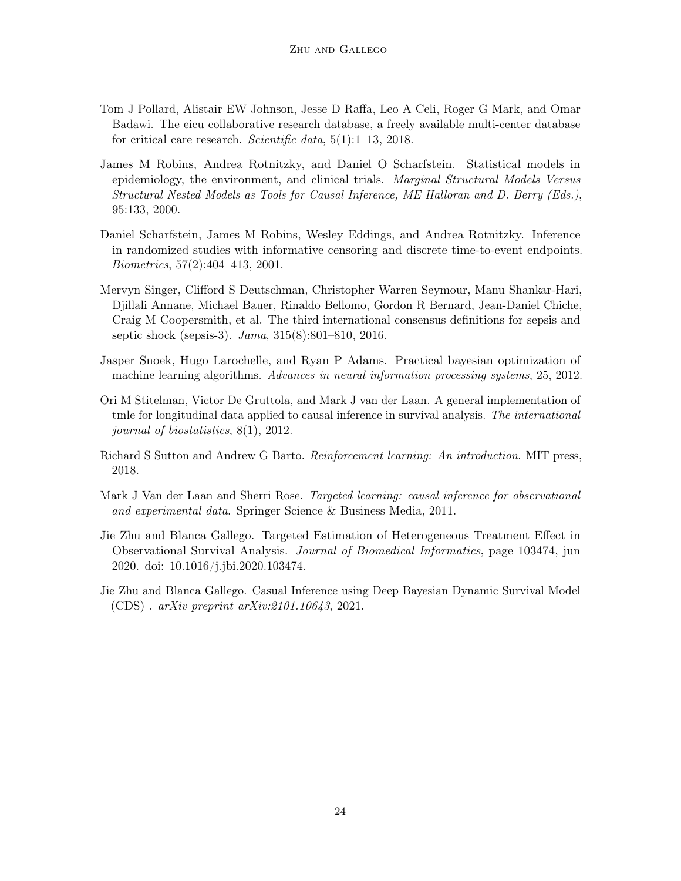Tom J Pollard, Alistair EW Johnson, Jesse D Raffa, Leo A Celi, Roger G Mark, and Omar Badawi. The eicu collaborative research database, a freely available multi-center database for critical care research. *Scientific data*, 5(1):1–13, 2018.

James M Robins, Andrea Rotnitzky, and Daniel O Scharfstein. Statistical models in epidemiology, the environment, and clinical trials. *Marginal Structural Models Versus Structural Nested Models as Tools for Causal Inference, ME Halloran and D. Berry (Eds.)*, 95:133, 2000.

Daniel Scharfstein, James M Robins, Wesley Eddings, and Andrea Rotnitzky. Inference in randomized studies with informative censoring and discrete time-to-event endpoints. *Biometrics*, 57(2):404–413, 2001.

Mervyn Singer, Clifford S Deutschman, Christopher Warren Seymour, Manu Shankar-Hari, Djillali Annane, Michael Bauer, Rinaldo Bellomo, Gordon R Bernard, Jean-Daniel Chiche, Craig M Coopersmith, et al. The third international consensus definitions for sepsis and septic shock (sepsis-3). *Jama*, 315(8):801–810, 2016.

Jasper Snoek, Hugo Larochelle, and Ryan P Adams. Practical bayesian optimization of machine learning algorithms. *Advances in neural information processing systems*, 25, 2012.

Ori M Stitelman, Victor De Gruttola, and Mark J van der Laan. A general implementation of tmle for longitudinal data applied to causal inference in survival analysis. *The international journal of biostatistics*, 8(1), 2012.

Richard S Sutton and Andrew G Barto. *Reinforcement learning: An introduction*. MIT press, 2018.

Mark J Van der Laan and Sherri Rose. *Targeted learning: causal inference for observational and experimental data*. Springer Science & Business Media, 2011.

Jie Zhu and Blanca Gallego. Targeted Estimation of Heterogeneous Treatment Effect in Observational Survival Analysis. *Journal of Biomedical Informatics*, page 103474, jun 2020. doi: 10.1016/j.jbi.2020.103474.

Jie Zhu and Blanca Gallego. Casual Inference using Deep Bayesian Dynamic Survival Model (CDS) . *arXiv preprint arXiv:2101.10643*, 2021.